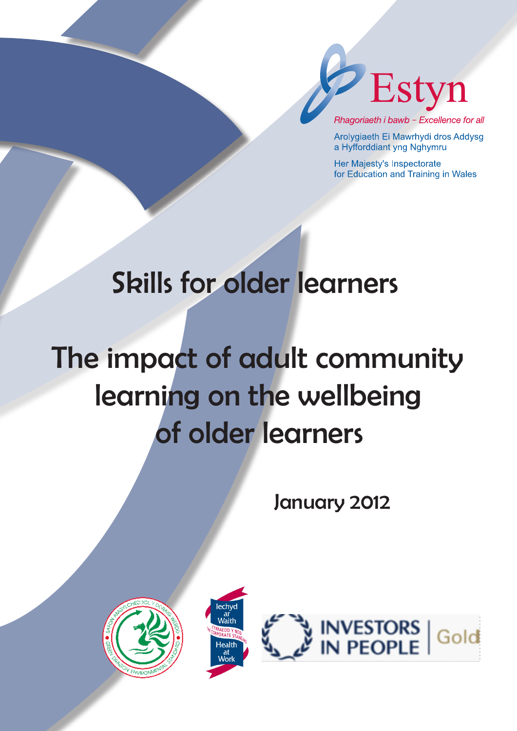Estyn

*Rhagoriaeth i bawb – Excellence for all*

Arolygiaeth Ei Mawrhydi dros Addysg
a Hyfforddiant yng Nghymru

Her Majesty's Inspectorate
for Education and Training in Wales

# Skills for older learners

# The impact of adult community learning on the wellbeing of older learners

January 2012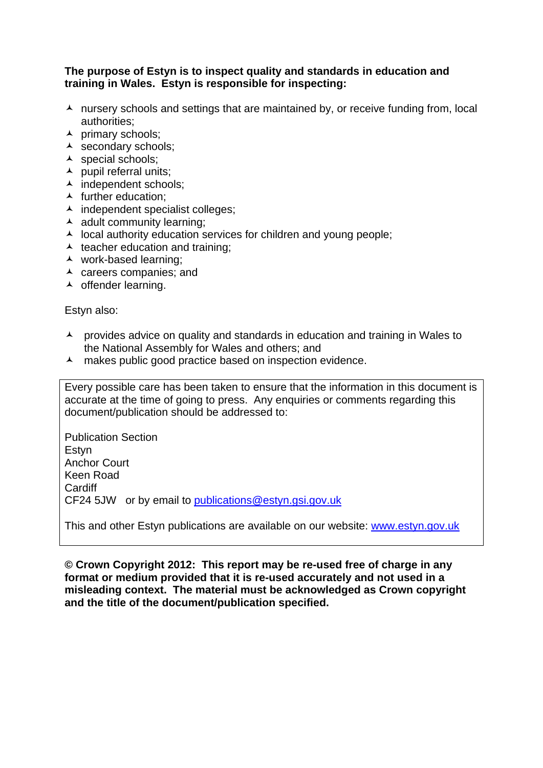**The purpose of Estyn is to inspect quality and standards in education and training in Wales. Estyn is responsible for inspecting:**

- nursery schools and settings that are maintained by, or receive funding from, local authorities;
- primary schools;
- secondary schools;
- special schools;
- pupil referral units;
- independent schools;
- further education;
- independent specialist colleges;
- adult community learning;
- local authority education services for children and young people;
- teacher education and training;
- work-based learning;
- careers companies; and
- offender learning.

Estyn also:

- provides advice on quality and standards in education and training in Wales to the National Assembly for Wales and others; and
- makes public good practice based on inspection evidence.

Every possible care has been taken to ensure that the information in this document is accurate at the time of going to press. Any enquiries or comments regarding this document/publication should be addressed to:

Publication Section
Estyn
Anchor Court
Keen Road
Cardiff
CF24 5JW or by email to [publications@estyn.gsi.gov.uk](mailto:publications@estyn.gsi.gov.uk)

This and other Estyn publications are available on our website: [www.estyn.gov.uk](http://www.estyn.gov.uk)

**© Crown Copyright 2012: This report may be re-used free of charge in any format or medium provided that it is re-used accurately and not used in a misleading context. The material must be acknowledged as Crown copyright and the title of the document/publication specified.**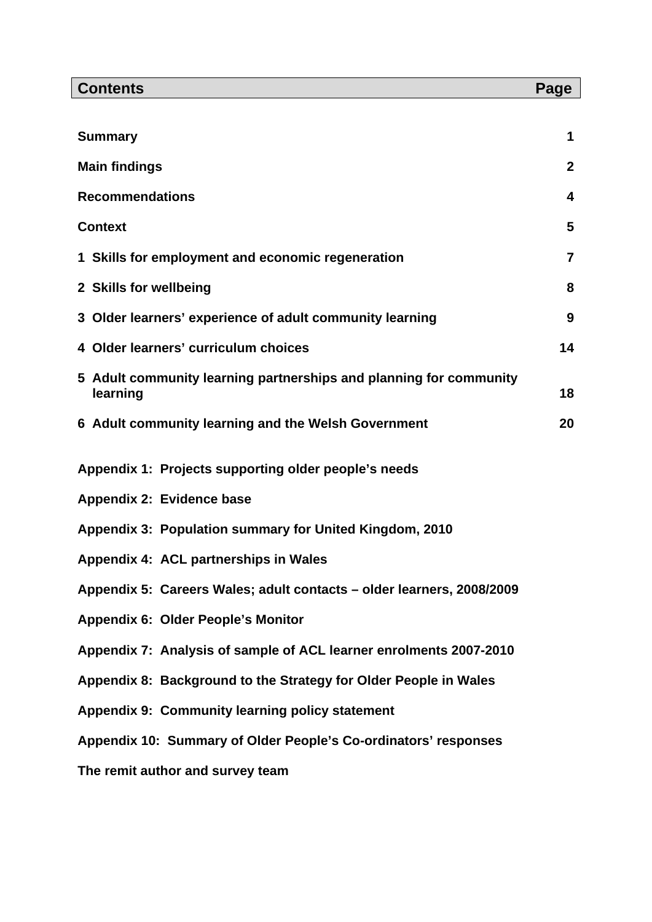| Contents | Page |
|---|---|
| **Summary** | **1** |
| **Main findings** | **2** |
| **Recommendations** | **4** |
| **Context** | **5** |
| **1 Skills for employment and economic regeneration** | **7** |
| **2 Skills for wellbeing** | **8** |
| **3 Older learners' experience of adult community learning** | **9** |
| **4 Older learners' curriculum choices** | **14** |
| **5 Adult community learning partnerships and planning for community learning** | **18** |
| **6 Adult community learning and the Welsh Government** | **20** |
| **Appendix 1: Projects supporting older people's needs** | |
| **Appendix 2: Evidence base** | |
| **Appendix 3: Population summary for United Kingdom, 2010** | |
| **Appendix 4: ACL partnerships in Wales** | |
| **Appendix 5: Careers Wales; adult contacts – older learners, 2008/2009** | |
| **Appendix 6: Older People's Monitor** | |
| **Appendix 7: Analysis of sample of ACL learner enrolments 2007-2010** | |
| **Appendix 8: Background to the Strategy for Older People in Wales** | |
| **Appendix 9: Community learning policy statement** | |
| **Appendix 10: Summary of Older People's Co-ordinators' responses** | |
| **The remit author and survey team** | |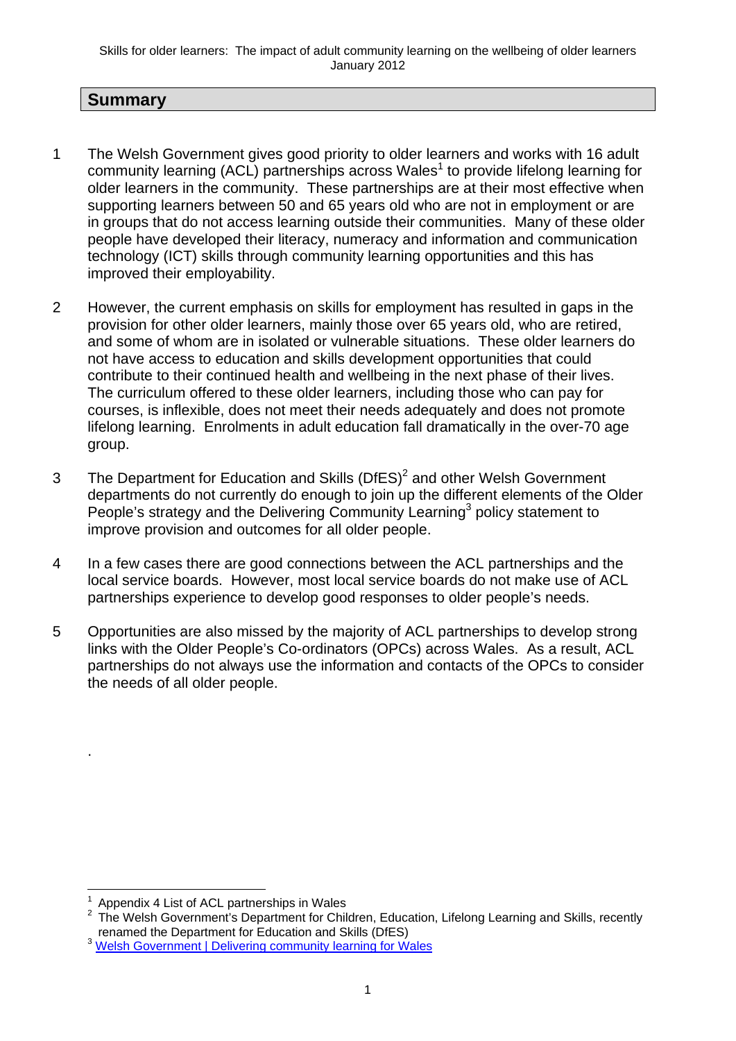## Summary

1 The Welsh Government gives good priority to older learners and works with 16 adult community learning (ACL) partnerships across Wales[1] to provide lifelong learning for older learners in the community. These partnerships are at their most effective when supporting learners between 50 and 65 years old who are not in employment or are in groups that do not access learning outside their communities. Many of these older people have developed their literacy, numeracy and information and communication technology (ICT) skills through community learning opportunities and this has improved their employability.

2 However, the current emphasis on skills for employment has resulted in gaps in the provision for other older learners, mainly those over 65 years old, who are retired, and some of whom are in isolated or vulnerable situations. These older learners do not have access to education and skills development opportunities that could contribute to their continued health and wellbeing in the next phase of their lives. The curriculum offered to these older learners, including those who can pay for courses, is inflexible, does not meet their needs adequately and does not promote lifelong learning. Enrolments in adult education fall dramatically in the over-70 age group.

3 The Department for Education and Skills (DfES)[2] and other Welsh Government departments do not currently do enough to join up the different elements of the Older People's strategy and the Delivering Community Learning[3] policy statement to improve provision and outcomes for all older people.

4 In a few cases there are good connections between the ACL partnerships and the local service boards. However, most local service boards do not make use of ACL partnerships experience to develop good responses to older people's needs.

5 Opportunities are also missed by the majority of ACL partnerships to develop strong links with the Older People's Co-ordinators (OPCs) across Wales. As a result, ACL partnerships do not always use the information and contacts of the OPCs to consider the needs of all older people.

---

[1] Appendix 4 List of ACL partnerships in Wales

[2] The Welsh Government's Department for Children, Education, Lifelong Learning and Skills, recently renamed the Department for Education and Skills (DfES)

[3] Welsh Government | Delivering community learning for Wales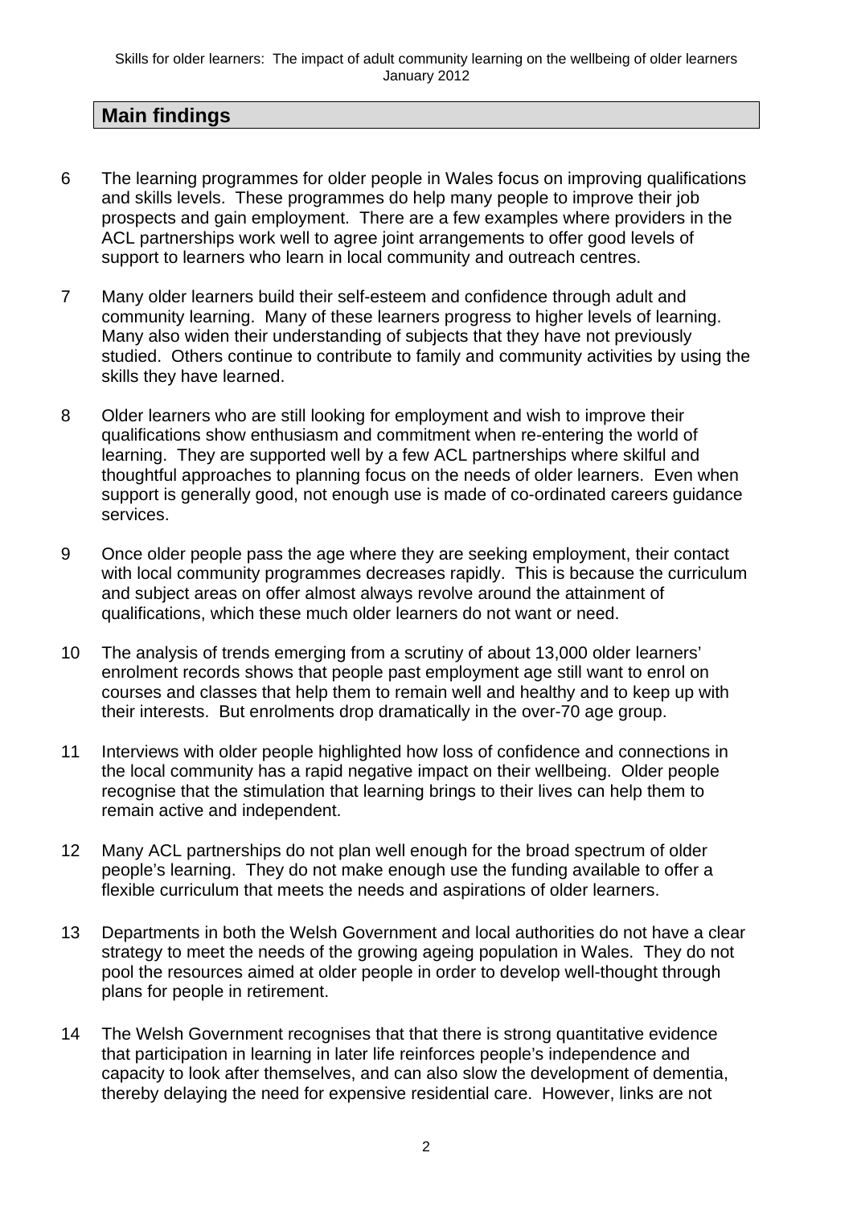## Main findings

6 The learning programmes for older people in Wales focus on improving qualifications and skills levels. These programmes do help many people to improve their job prospects and gain employment. There are a few examples where providers in the ACL partnerships work well to agree joint arrangements to offer good levels of support to learners who learn in local community and outreach centres.

7 Many older learners build their self-esteem and confidence through adult and community learning. Many of these learners progress to higher levels of learning. Many also widen their understanding of subjects that they have not previously studied. Others continue to contribute to family and community activities by using the skills they have learned.

8 Older learners who are still looking for employment and wish to improve their qualifications show enthusiasm and commitment when re-entering the world of learning. They are supported well by a few ACL partnerships where skilful and thoughtful approaches to planning focus on the needs of older learners. Even when support is generally good, not enough use is made of co-ordinated careers guidance services.

9 Once older people pass the age where they are seeking employment, their contact with local community programmes decreases rapidly. This is because the curriculum and subject areas on offer almost always revolve around the attainment of qualifications, which these much older learners do not want or need.

10 The analysis of trends emerging from a scrutiny of about 13,000 older learners' enrolment records shows that people past employment age still want to enrol on courses and classes that help them to remain well and healthy and to keep up with their interests. But enrolments drop dramatically in the over-70 age group.

11 Interviews with older people highlighted how loss of confidence and connections in the local community has a rapid negative impact on their wellbeing. Older people recognise that the stimulation that learning brings to their lives can help them to remain active and independent.

12 Many ACL partnerships do not plan well enough for the broad spectrum of older people's learning. They do not make enough use the funding available to offer a flexible curriculum that meets the needs and aspirations of older learners.

13 Departments in both the Welsh Government and local authorities do not have a clear strategy to meet the needs of the growing ageing population in Wales. They do not pool the resources aimed at older people in order to develop well-thought through plans for people in retirement.

14 The Welsh Government recognises that that there is strong quantitative evidence that participation in learning in later life reinforces people's independence and capacity to look after themselves, and can also slow the development of dementia, thereby delaying the need for expensive residential care. However, links are not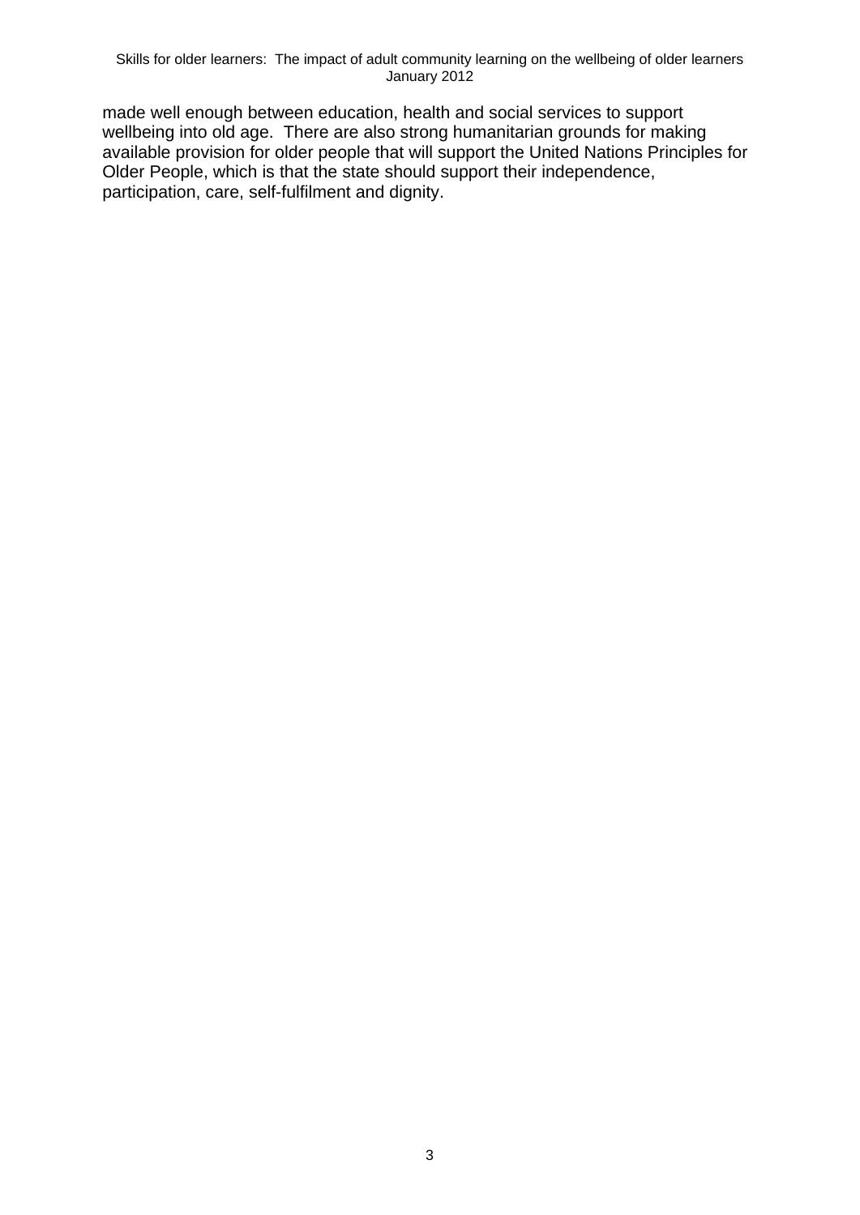made well enough between education, health and social services to support wellbeing into old age. There are also strong humanitarian grounds for making available provision for older people that will support the United Nations Principles for Older People, which is that the state should support their independence, participation, care, self-fulfilment and dignity.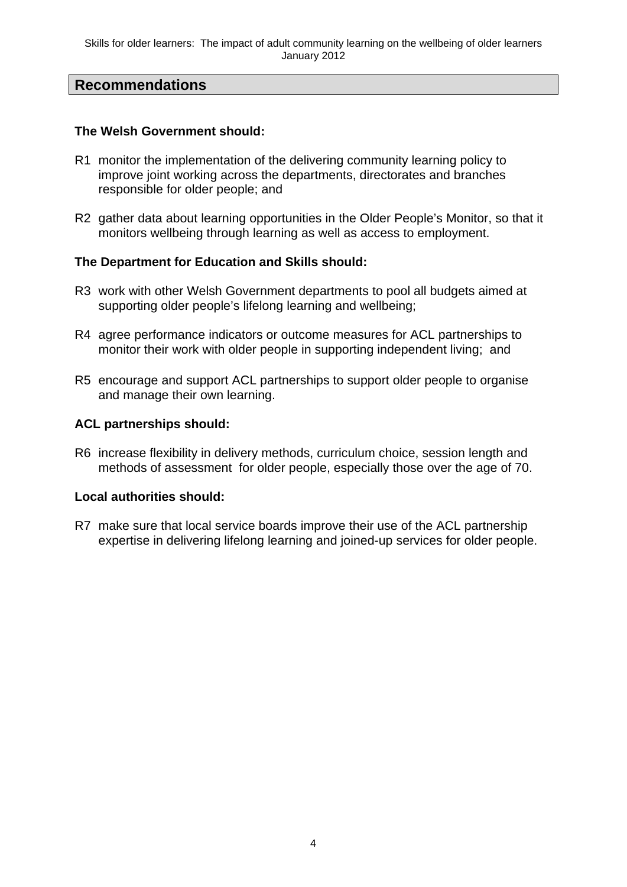## Recommendations

**The Welsh Government should:**

R1 monitor the implementation of the delivering community learning policy to improve joint working across the departments, directorates and branches responsible for older people; and

R2 gather data about learning opportunities in the Older People's Monitor, so that it monitors wellbeing through learning as well as access to employment.

**The Department for Education and Skills should:**

R3 work with other Welsh Government departments to pool all budgets aimed at supporting older people's lifelong learning and wellbeing;

R4 agree performance indicators or outcome measures for ACL partnerships to monitor their work with older people in supporting independent living; and

R5 encourage and support ACL partnerships to support older people to organise and manage their own learning.

**ACL partnerships should:**

R6 increase flexibility in delivery methods, curriculum choice, session length and methods of assessment for older people, especially those over the age of 70.

**Local authorities should:**

R7 make sure that local service boards improve their use of the ACL partnership expertise in delivering lifelong learning and joined-up services for older people.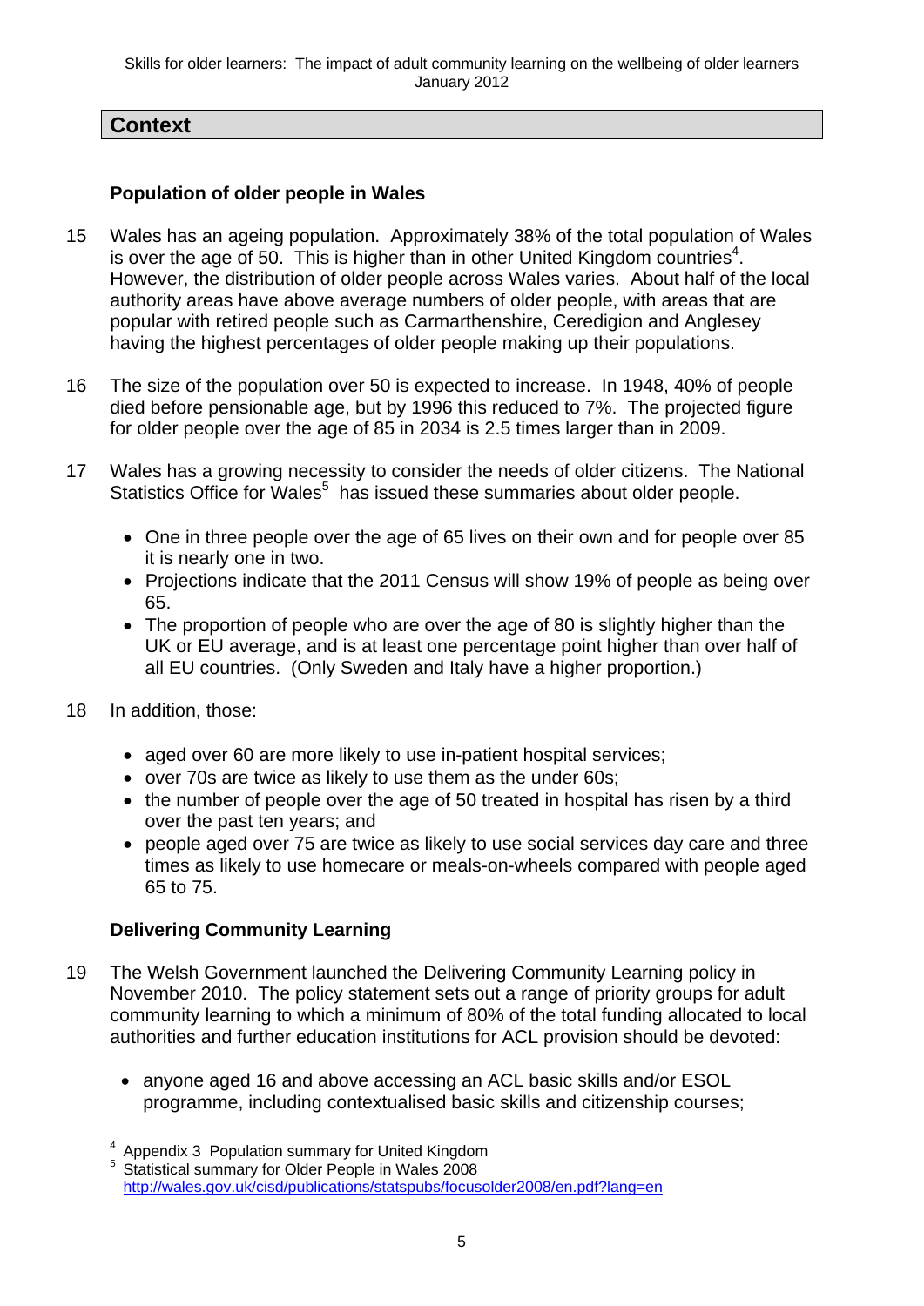## Context

### Population of older people in Wales

15 Wales has an ageing population. Approximately 38% of the total population of Wales is over the age of 50. This is higher than in other United Kingdom countries[4]. However, the distribution of older people across Wales varies. About half of the local authority areas have above average numbers of older people, with areas that are popular with retired people such as Carmarthenshire, Ceredigion and Anglesey having the highest percentages of older people making up their populations.

16 The size of the population over 50 is expected to increase. In 1948, 40% of people died before pensionable age, but by 1996 this reduced to 7%. The projected figure for older people over the age of 85 in 2034 is 2.5 times larger than in 2009.

17 Wales has a growing necessity to consider the needs of older citizens. The National Statistics Office for Wales[5] has issued these summaries about older people.

- One in three people over the age of 65 lives on their own and for people over 85 it is nearly one in two.
- Projections indicate that the 2011 Census will show 19% of people as being over 65.
- The proportion of people who are over the age of 80 is slightly higher than the UK or EU average, and is at least one percentage point higher than over half of all EU countries. (Only Sweden and Italy have a higher proportion.)

18 In addition, those:

- aged over 60 are more likely to use in-patient hospital services;
- over 70s are twice as likely to use them as the under 60s;
- the number of people over the age of 50 treated in hospital has risen by a third over the past ten years; and
- people aged over 75 are twice as likely to use social services day care and three times as likely to use homecare or meals-on-wheels compared with people aged 65 to 75.

### Delivering Community Learning

19 The Welsh Government launched the Delivering Community Learning policy in November 2010. The policy statement sets out a range of priority groups for adult community learning to which a minimum of 80% of the total funding allocated to local authorities and further education institutions for ACL provision should be devoted:

- anyone aged 16 and above accessing an ACL basic skills and/or ESOL programme, including contextualised basic skills and citizenship courses;

---

[4] Appendix 3 Population summary for United Kingdom

[5] Statistical summary for Older People in Wales 2008 http://wales.gov.uk/cisd/publications/statspubs/focusolder2008/en.pdf?lang=en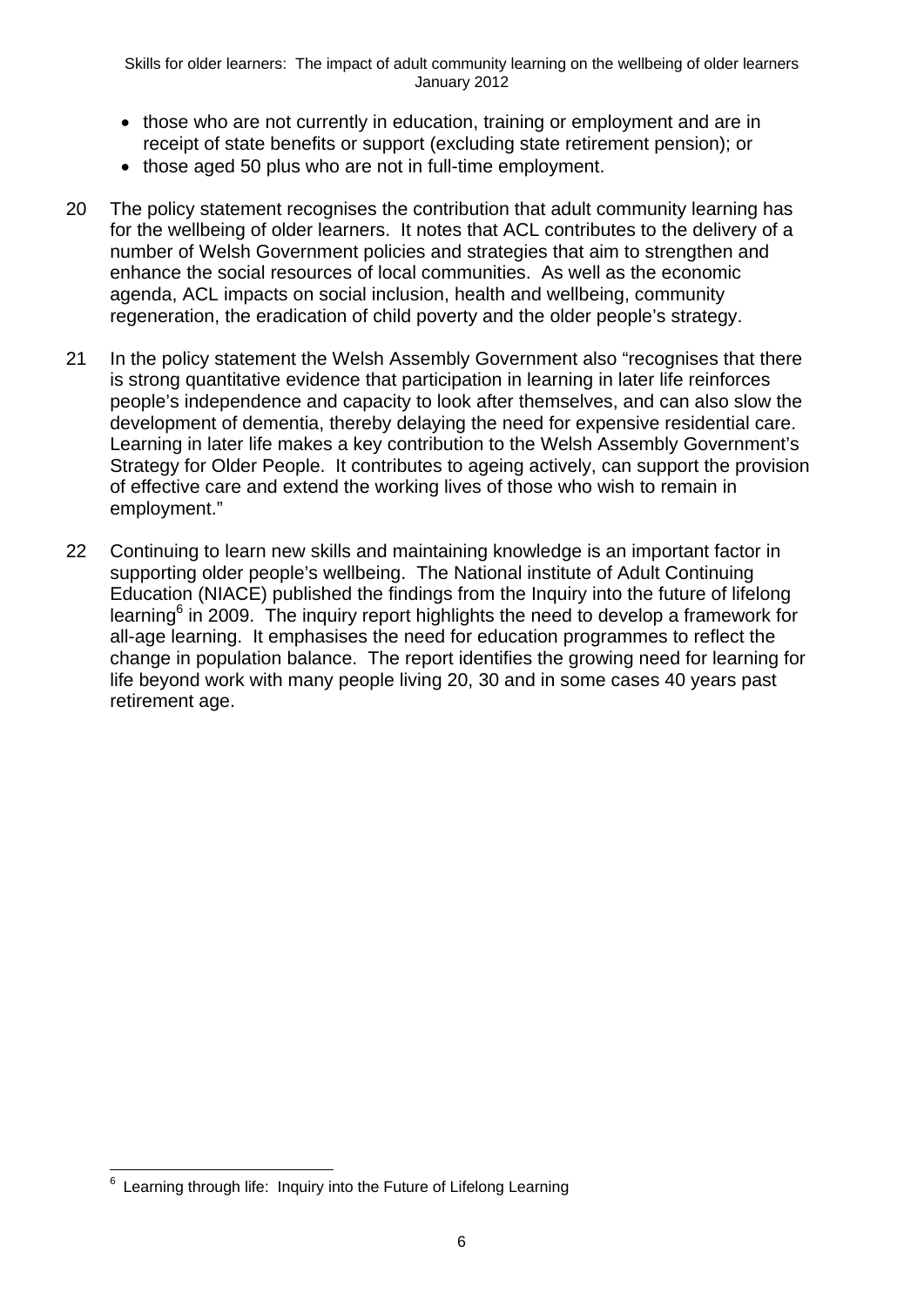- those who are not currently in education, training or employment and are in receipt of state benefits or support (excluding state retirement pension); or
- those aged 50 plus who are not in full-time employment.

20 The policy statement recognises the contribution that adult community learning has for the wellbeing of older learners. It notes that ACL contributes to the delivery of a number of Welsh Government policies and strategies that aim to strengthen and enhance the social resources of local communities. As well as the economic agenda, ACL impacts on social inclusion, health and wellbeing, community regeneration, the eradication of child poverty and the older people's strategy.

21 In the policy statement the Welsh Assembly Government also "recognises that there is strong quantitative evidence that participation in learning in later life reinforces people's independence and capacity to look after themselves, and can also slow the development of dementia, thereby delaying the need for expensive residential care. Learning in later life makes a key contribution to the Welsh Assembly Government's Strategy for Older People. It contributes to ageing actively, can support the provision of effective care and extend the working lives of those who wish to remain in employment."

22 Continuing to learn new skills and maintaining knowledge is an important factor in supporting older people's wellbeing. The National institute of Adult Continuing Education (NIACE) published the findings from the Inquiry into the future of lifelong learning[6] in 2009. The inquiry report highlights the need to develop a framework for all-age learning. It emphasises the need for education programmes to reflect the change in population balance. The report identifies the growing need for learning for life beyond work with many people living 20, 30 and in some cases 40 years past retirement age.

---

[6] Learning through life: Inquiry into the Future of Lifelong Learning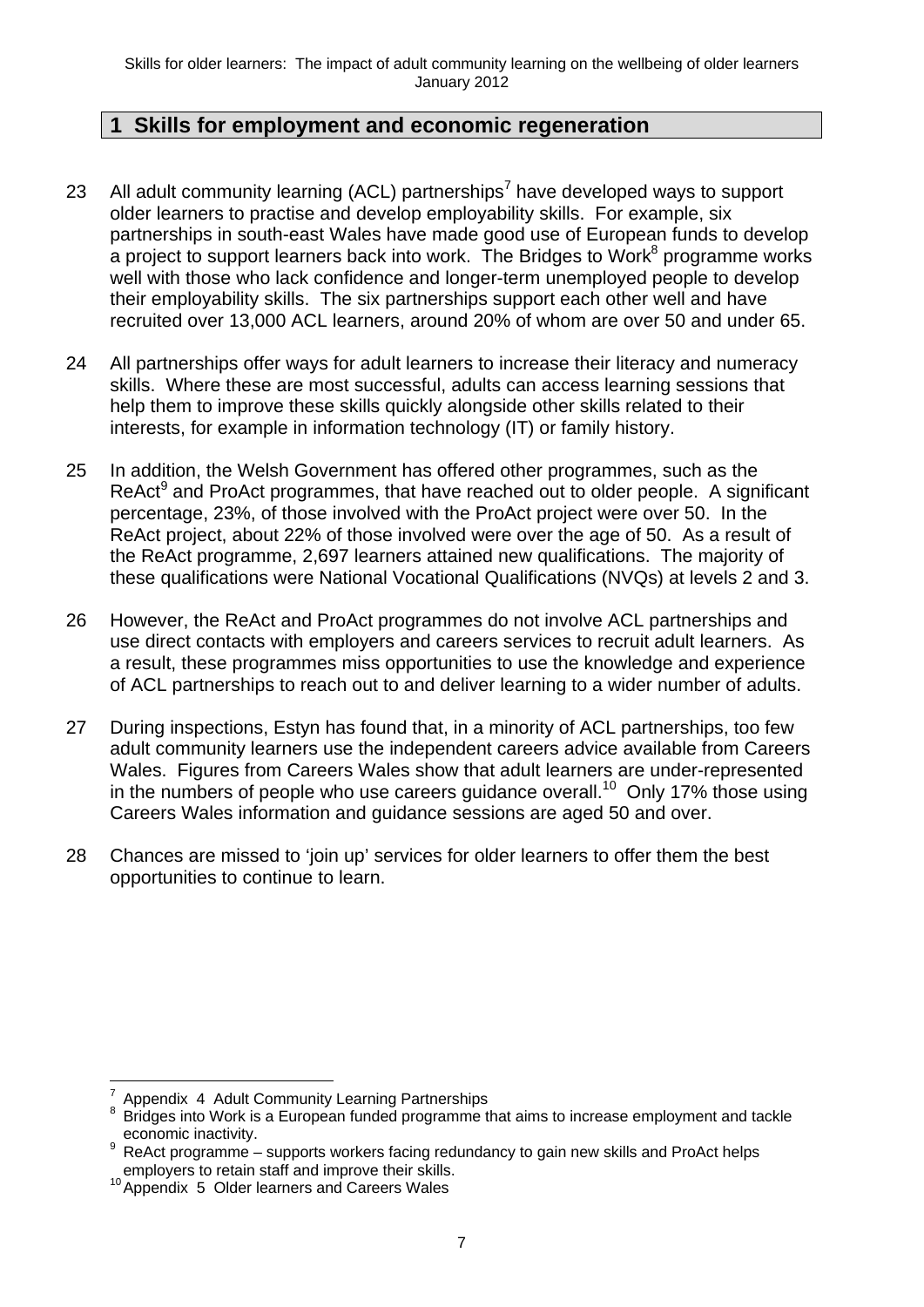## 1 Skills for employment and economic regeneration

23 All adult community learning (ACL) partnerships[7] have developed ways to support older learners to practise and develop employability skills. For example, six partnerships in south-east Wales have made good use of European funds to develop a project to support learners back into work. The Bridges to Work[8] programme works well with those who lack confidence and longer-term unemployed people to develop their employability skills. The six partnerships support each other well and have recruited over 13,000 ACL learners, around 20% of whom are over 50 and under 65.

24 All partnerships offer ways for adult learners to increase their literacy and numeracy skills. Where these are most successful, adults can access learning sessions that help them to improve these skills quickly alongside other skills related to their interests, for example in information technology (IT) or family history.

25 In addition, the Welsh Government has offered other programmes, such as the ReAct[9] and ProAct programmes, that have reached out to older people. A significant percentage, 23%, of those involved with the ProAct project were over 50. In the ReAct project, about 22% of those involved were over the age of 50. As a result of the ReAct programme, 2,697 learners attained new qualifications. The majority of these qualifications were National Vocational Qualifications (NVQs) at levels 2 and 3.

26 However, the ReAct and ProAct programmes do not involve ACL partnerships and use direct contacts with employers and careers services to recruit adult learners. As a result, these programmes miss opportunities to use the knowledge and experience of ACL partnerships to reach out to and deliver learning to a wider number of adults.

27 During inspections, Estyn has found that, in a minority of ACL partnerships, too few adult community learners use the independent careers advice available from Careers Wales. Figures from Careers Wales show that adult learners are under-represented in the numbers of people who use careers guidance overall.[10] Only 17% those using Careers Wales information and guidance sessions are aged 50 and over.

28 Chances are missed to 'join up' services for older learners to offer them the best opportunities to continue to learn.

---

[7] Appendix 4 Adult Community Learning Partnerships

[8] Bridges into Work is a European funded programme that aims to increase employment and tackle economic inactivity.

[9] ReAct programme – supports workers facing redundancy to gain new skills and ProAct helps employers to retain staff and improve their skills.

[10] Appendix 5 Older learners and Careers Wales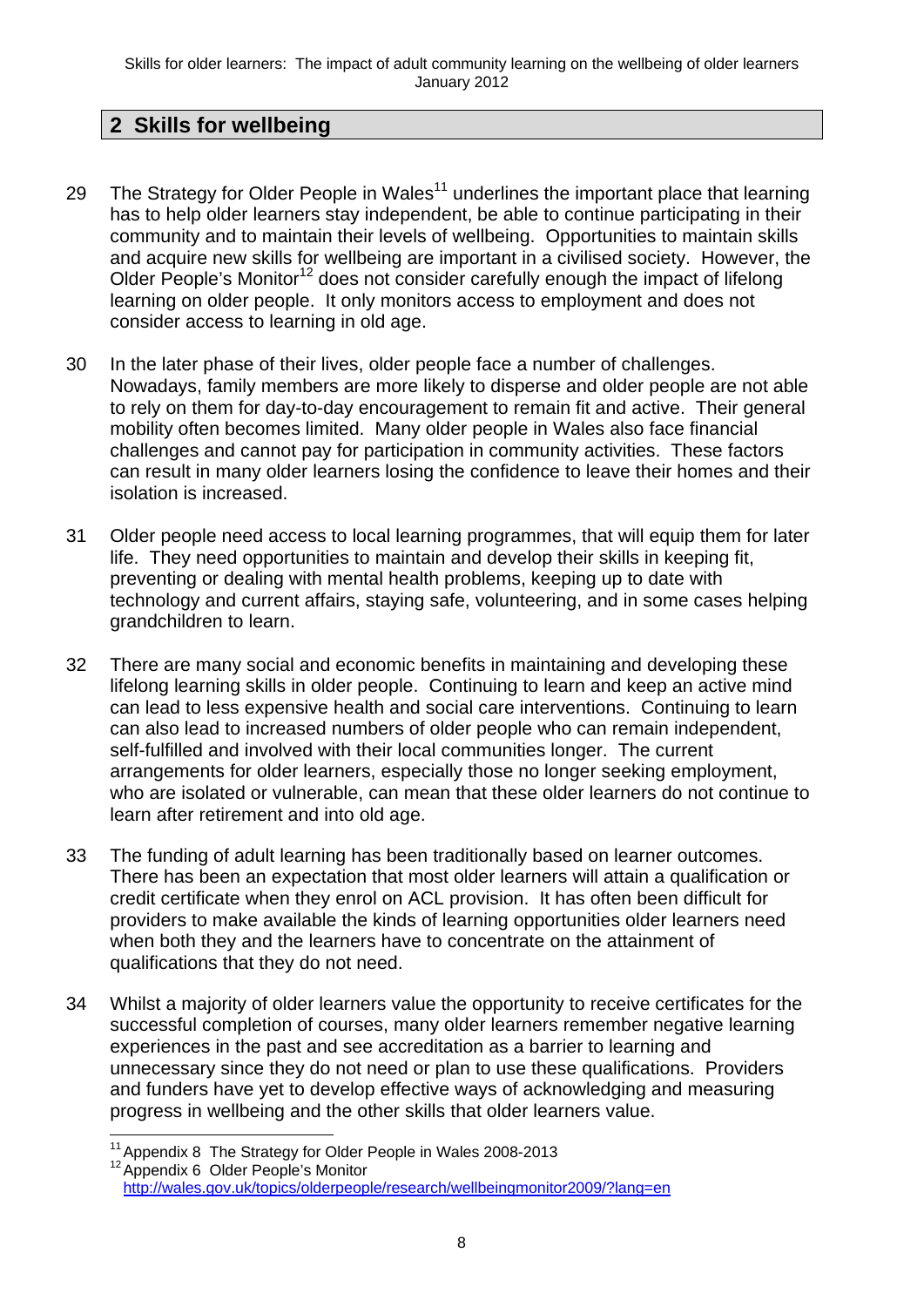## 2 Skills for wellbeing

29 The Strategy for Older People in Wales[11] underlines the important place that learning has to help older learners stay independent, be able to continue participating in their community and to maintain their levels of wellbeing. Opportunities to maintain skills and acquire new skills for wellbeing are important in a civilised society. However, the Older People's Monitor[12] does not consider carefully enough the impact of lifelong learning on older people. It only monitors access to employment and does not consider access to learning in old age.

30 In the later phase of their lives, older people face a number of challenges. Nowadays, family members are more likely to disperse and older people are not able to rely on them for day-to-day encouragement to remain fit and active. Their general mobility often becomes limited. Many older people in Wales also face financial challenges and cannot pay for participation in community activities. These factors can result in many older learners losing the confidence to leave their homes and their isolation is increased.

31 Older people need access to local learning programmes, that will equip them for later life. They need opportunities to maintain and develop their skills in keeping fit, preventing or dealing with mental health problems, keeping up to date with technology and current affairs, staying safe, volunteering, and in some cases helping grandchildren to learn.

32 There are many social and economic benefits in maintaining and developing these lifelong learning skills in older people. Continuing to learn and keep an active mind can lead to less expensive health and social care interventions. Continuing to learn can also lead to increased numbers of older people who can remain independent, self-fulfilled and involved with their local communities longer. The current arrangements for older learners, especially those no longer seeking employment, who are isolated or vulnerable, can mean that these older learners do not continue to learn after retirement and into old age.

33 The funding of adult learning has been traditionally based on learner outcomes. There has been an expectation that most older learners will attain a qualification or credit certificate when they enrol on ACL provision. It has often been difficult for providers to make available the kinds of learning opportunities older learners need when both they and the learners have to concentrate on the attainment of qualifications that they do not need.

34 Whilst a majority of older learners value the opportunity to receive certificates for the successful completion of courses, many older learners remember negative learning experiences in the past and see accreditation as a barrier to learning and unnecessary since they do not need or plan to use these qualifications. Providers and funders have yet to develop effective ways of acknowledging and measuring progress in wellbeing and the other skills that older learners value.

---

[11] Appendix 8 The Strategy for Older People in Wales 2008-2013

[12] Appendix 6 Older People's Monitor http://wales.gov.uk/topics/olderpeople/research/wellbeingmonitor2009/?lang=en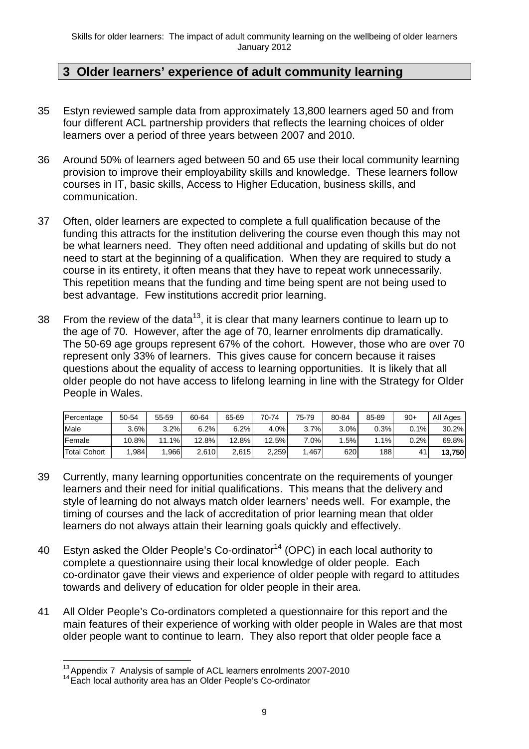## 3 Older learners' experience of adult community learning

35 Estyn reviewed sample data from approximately 13,800 learners aged 50 and from four different ACL partnership providers that reflects the learning choices of older learners over a period of three years between 2007 and 2010.

36 Around 50% of learners aged between 50 and 65 use their local community learning provision to improve their employability skills and knowledge. These learners follow courses in IT, basic skills, Access to Higher Education, business skills, and communication.

37 Often, older learners are expected to complete a full qualification because of the funding this attracts for the institution delivering the course even though this may not be what learners need. They often need additional and updating of skills but do not need to start at the beginning of a qualification. When they are required to study a course in its entirety, it often means that they have to repeat work unnecessarily. This repetition means that the funding and time being spent are not being used to best advantage. Few institutions accredit prior learning.

38 From the review of the data[13], it is clear that many learners continue to learn up to the age of 70. However, after the age of 70, learner enrolments dip dramatically. The 50-69 age groups represent 67% of the cohort. However, those who are over 70 represent only 33% of learners. This gives cause for concern because it raises questions about the equality of access to learning opportunities. It is likely that all older people do not have access to lifelong learning in line with the Strategy for Older People in Wales.

| Percentage | 50-54 | 55-59 | 60-64 | 65-69 | 70-74 | 75-79 | 80-84 | 85-89 | 90+ | All Ages |
|---|---|---|---|---|---|---|---|---|---|---|
| Male | 3.6% | 3.2% | 6.2% | 6.2% | 4.0% | 3.7% | 3.0% | 0.3% | 0.1% | 30.2% |
| Female | 10.8% | 11.1% | 12.8% | 12.8% | 12.5% | 7.0% | 1.5% | 1.1% | 0.2% | 69.8% |
| Total Cohort | 1,984 | 1,966 | 2,610 | 2,615 | 2,259 | 1,467 | 620 | 188 | 41 | **13,750** |

39 Currently, many learning opportunities concentrate on the requirements of younger learners and their need for initial qualifications. This means that the delivery and style of learning do not always match older learners' needs well. For example, the timing of courses and the lack of accreditation of prior learning mean that older learners do not always attain their learning goals quickly and effectively.

40 Estyn asked the Older People's Co-ordinator[14] (OPC) in each local authority to complete a questionnaire using their local knowledge of older people. Each co-ordinator gave their views and experience of older people with regard to attitudes towards and delivery of education for older people in their area.

41 All Older People's Co-ordinators completed a questionnaire for this report and the main features of their experience of working with older people in Wales are that most older people want to continue to learn. They also report that older people face a

[13] Appendix 7 Analysis of sample of ACL learners enrolments 2007-2010

[14] Each local authority area has an Older People's Co-ordinator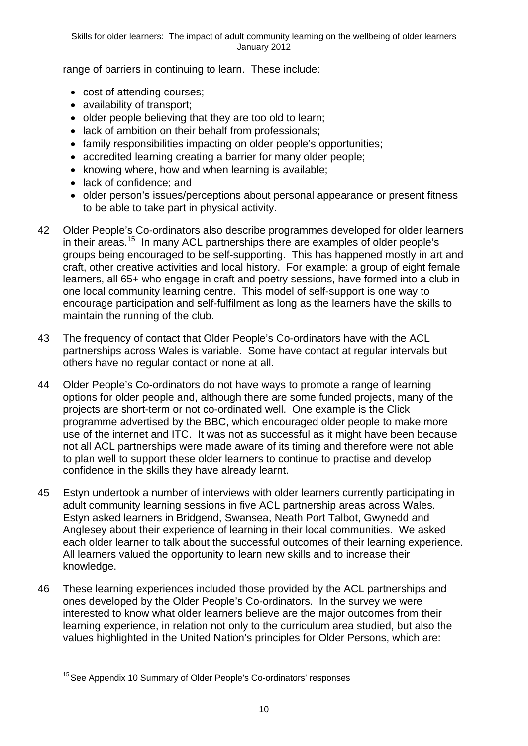range of barriers in continuing to learn. These include:

- cost of attending courses;
- availability of transport;
- older people believing that they are too old to learn;
- lack of ambition on their behalf from professionals;
- family responsibilities impacting on older people's opportunities;
- accredited learning creating a barrier for many older people;
- knowing where, how and when learning is available;
- lack of confidence; and
- older person's issues/perceptions about personal appearance or present fitness to be able to take part in physical activity.

42 Older People's Co-ordinators also describe programmes developed for older learners in their areas.[15] In many ACL partnerships there are examples of older people's groups being encouraged to be self-supporting. This has happened mostly in art and craft, other creative activities and local history. For example: a group of eight female learners, all 65+ who engage in craft and poetry sessions, have formed into a club in one local community learning centre. This model of self-support is one way to encourage participation and self-fulfilment as long as the learners have the skills to maintain the running of the club.

43 The frequency of contact that Older People's Co-ordinators have with the ACL partnerships across Wales is variable. Some have contact at regular intervals but others have no regular contact or none at all.

44 Older People's Co-ordinators do not have ways to promote a range of learning options for older people and, although there are some funded projects, many of the projects are short-term or not co-ordinated well. One example is the Click programme advertised by the BBC, which encouraged older people to make more use of the internet and ITC. It was not as successful as it might have been because not all ACL partnerships were made aware of its timing and therefore were not able to plan well to support these older learners to continue to practise and develop confidence in the skills they have already learnt.

45 Estyn undertook a number of interviews with older learners currently participating in adult community learning sessions in five ACL partnership areas across Wales. Estyn asked learners in Bridgend, Swansea, Neath Port Talbot, Gwynedd and Anglesey about their experience of learning in their local communities. We asked each older learner to talk about the successful outcomes of their learning experience. All learners valued the opportunity to learn new skills and to increase their knowledge.

46 These learning experiences included those provided by the ACL partnerships and ones developed by the Older People's Co-ordinators. In the survey we were interested to know what older learners believe are the major outcomes from their learning experience, in relation not only to the curriculum area studied, but also the values highlighted in the United Nation's principles for Older Persons, which are:

---

[15] See Appendix 10 Summary of Older People's Co-ordinators' responses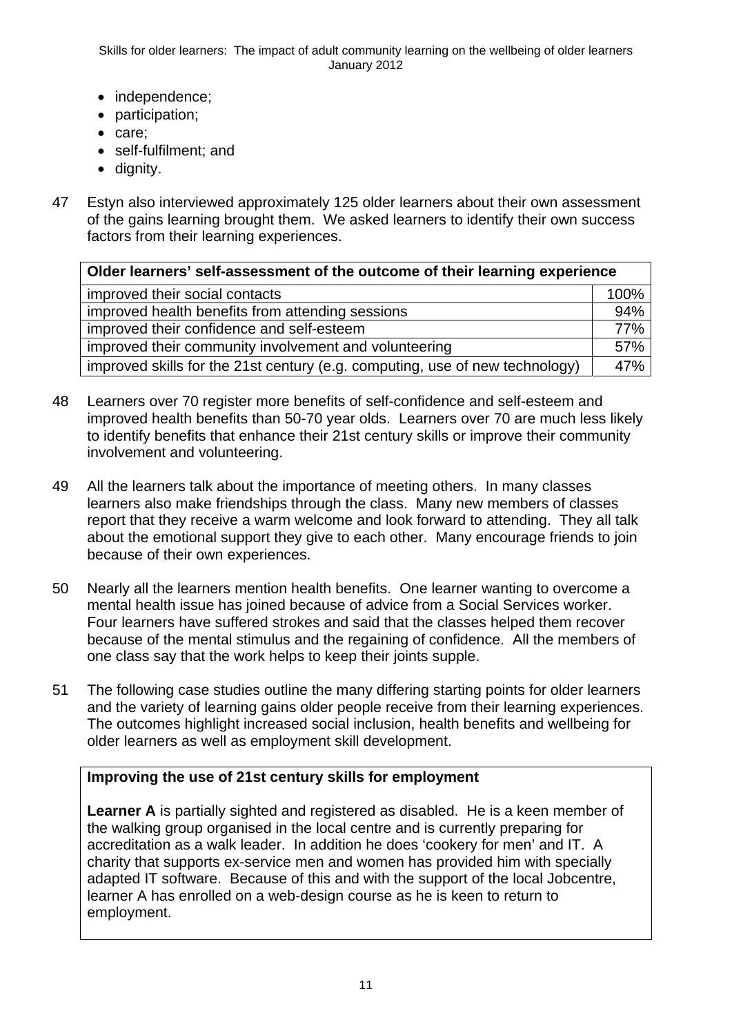- independence;
- participation;
- care;
- self-fulfilment; and
- dignity.

47 Estyn also interviewed approximately 125 older learners about their own assessment of the gains learning brought them. We asked learners to identify their own success factors from their learning experiences.

| **Older learners' self-assessment of the outcome of their learning experience** | |
|---|---|
| improved their social contacts | 100% |
| improved health benefits from attending sessions | 94% |
| improved their confidence and self-esteem | 77% |
| improved their community involvement and volunteering | 57% |
| improved skills for the 21st century (e.g. computing, use of new technology) | 47% |

48 Learners over 70 register more benefits of self-confidence and self-esteem and improved health benefits than 50-70 year olds. Learners over 70 are much less likely to identify benefits that enhance their 21st century skills or improve their community involvement and volunteering.

49 All the learners talk about the importance of meeting others. In many classes learners also make friendships through the class. Many new members of classes report that they receive a warm welcome and look forward to attending. They all talk about the emotional support they give to each other. Many encourage friends to join because of their own experiences.

50 Nearly all the learners mention health benefits. One learner wanting to overcome a mental health issue has joined because of advice from a Social Services worker. Four learners have suffered strokes and said that the classes helped them recover because of the mental stimulus and the regaining of confidence. All the members of one class say that the work helps to keep their joints supple.

51 The following case studies outline the many differing starting points for older learners and the variety of learning gains older people receive from their learning experiences. The outcomes highlight increased social inclusion, health benefits and wellbeing for older learners as well as employment skill development.

**Improving the use of 21st century skills for employment**

**Learner A** is partially sighted and registered as disabled. He is a keen member of the walking group organised in the local centre and is currently preparing for accreditation as a walk leader. In addition he does 'cookery for men' and IT. A charity that supports ex-service men and women has provided him with specially adapted IT software. Because of this and with the support of the local Jobcentre, learner A has enrolled on a web-design course as he is keen to return to employment.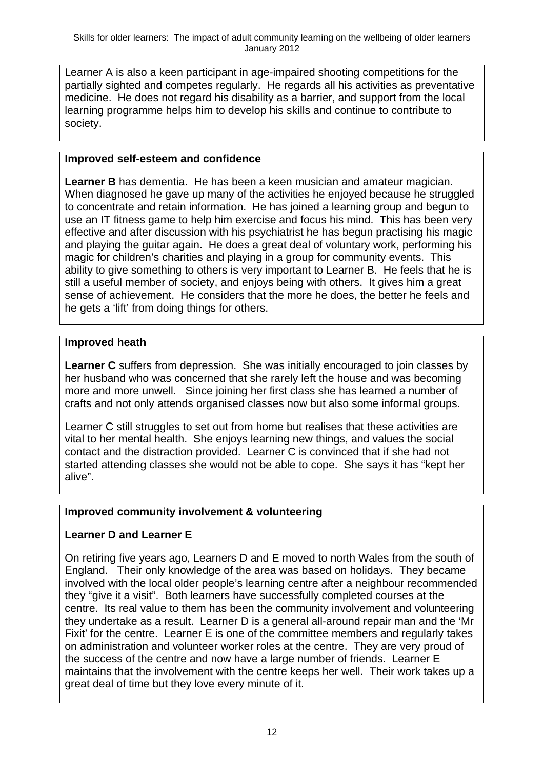Learner A is also a keen participant in age-impaired shooting competitions for the partially sighted and competes regularly. He regards all his activities as preventative medicine. He does not regard his disability as a barrier, and support from the local learning programme helps him to develop his skills and continue to contribute to society.

**Improved self-esteem and confidence**

**Learner B** has dementia. He has been a keen musician and amateur magician. When diagnosed he gave up many of the activities he enjoyed because he struggled to concentrate and retain information. He has joined a learning group and begun to use an IT fitness game to help him exercise and focus his mind. This has been very effective and after discussion with his psychiatrist he has begun practising his magic and playing the guitar again. He does a great deal of voluntary work, performing his magic for children's charities and playing in a group for community events. This ability to give something to others is very important to Learner B. He feels that he is still a useful member of society, and enjoys being with others. It gives him a great sense of achievement. He considers that the more he does, the better he feels and he gets a 'lift' from doing things for others.

**Improved heath**

**Learner C** suffers from depression. She was initially encouraged to join classes by her husband who was concerned that she rarely left the house and was becoming more and more unwell. Since joining her first class she has learned a number of crafts and not only attends organised classes now but also some informal groups.

Learner C still struggles to set out from home but realises that these activities are vital to her mental health. She enjoys learning new things, and values the social contact and the distraction provided. Learner C is convinced that if she had not started attending classes she would not be able to cope. She says it has "kept her alive".

**Improved community involvement & volunteering**

**Learner D and Learner E**

On retiring five years ago, Learners D and E moved to north Wales from the south of England. Their only knowledge of the area was based on holidays. They became involved with the local older people's learning centre after a neighbour recommended they "give it a visit". Both learners have successfully completed courses at the centre. Its real value to them has been the community involvement and volunteering they undertake as a result. Learner D is a general all-around repair man and the 'Mr Fixit' for the centre. Learner E is one of the committee members and regularly takes on administration and volunteer worker roles at the centre. They are very proud of the success of the centre and now have a large number of friends. Learner E maintains that the involvement with the centre keeps her well. Their work takes up a great deal of time but they love every minute of it.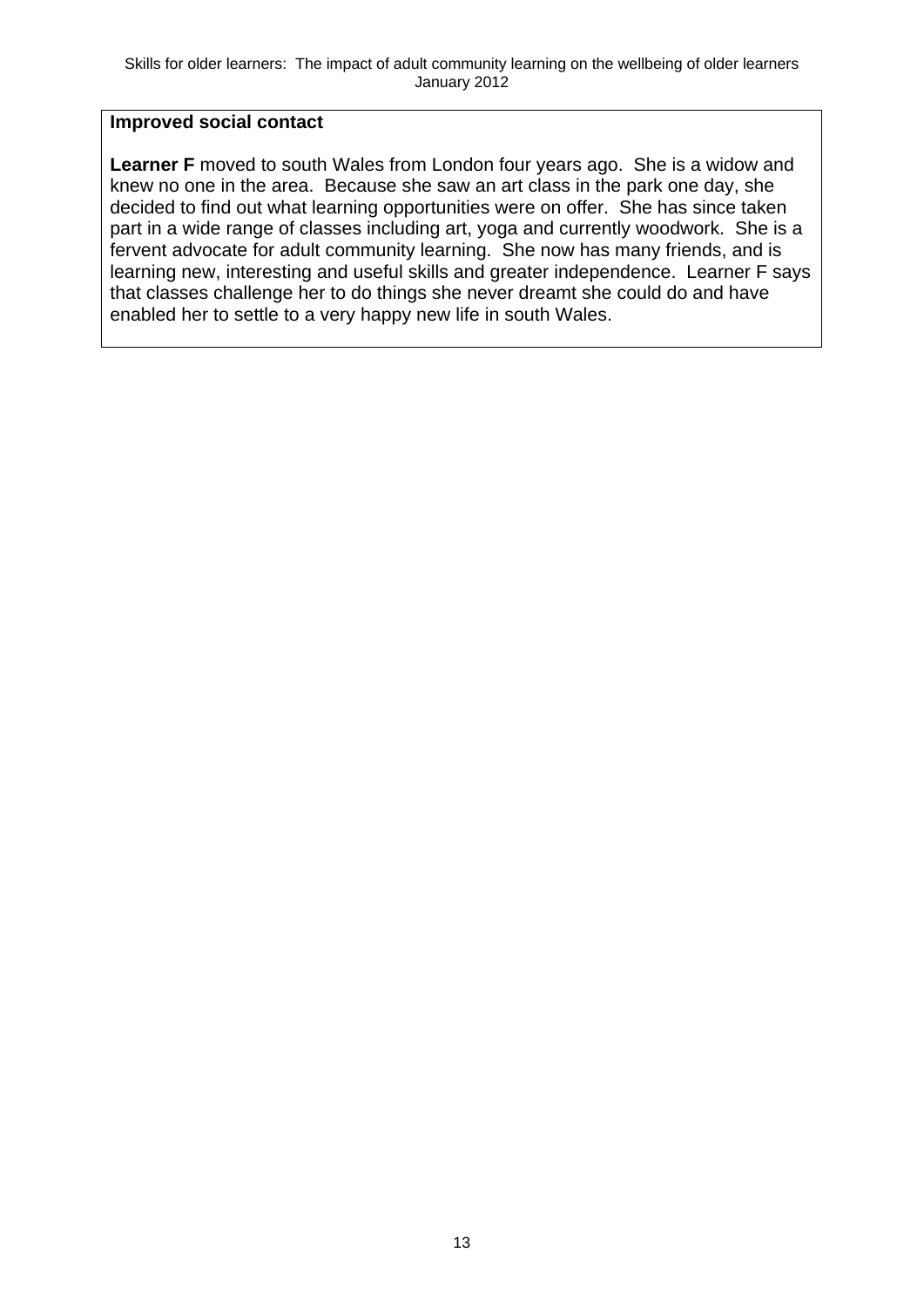**Improved social contact**

**Learner F** moved to south Wales from London four years ago. She is a widow and knew no one in the area. Because she saw an art class in the park one day, she decided to find out what learning opportunities were on offer. She has since taken part in a wide range of classes including art, yoga and currently woodwork. She is a fervent advocate for adult community learning. She now has many friends, and is learning new, interesting and useful skills and greater independence. Learner F says that classes challenge her to do things she never dreamt she could do and have enabled her to settle to a very happy new life in south Wales.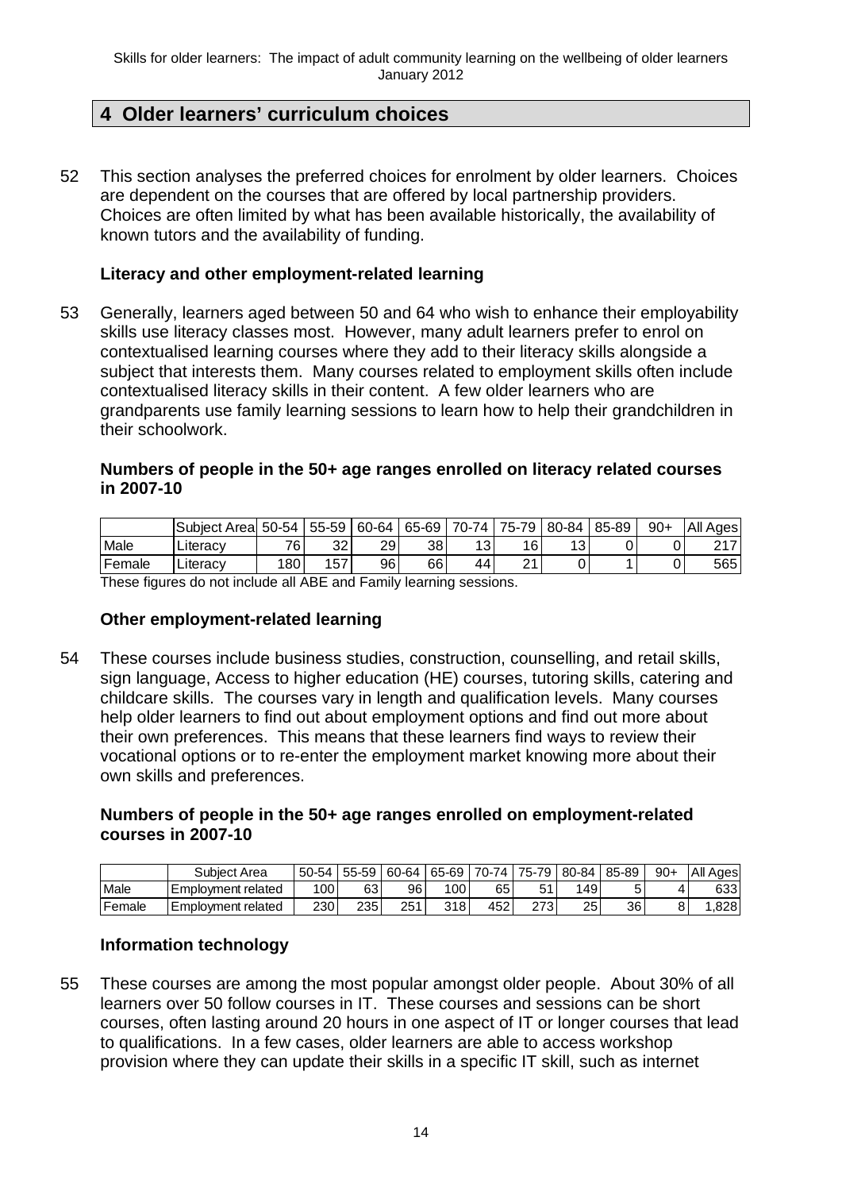## 4 Older learners' curriculum choices

52 This section analyses the preferred choices for enrolment by older learners. Choices are dependent on the courses that are offered by local partnership providers. Choices are often limited by what has been available historically, the availability of known tutors and the availability of funding.

### Literacy and other employment-related learning

53 Generally, learners aged between 50 and 64 who wish to enhance their employability skills use literacy classes most. However, many adult learners prefer to enrol on contextualised learning courses where they add to their literacy skills alongside a subject that interests them. Many courses related to employment skills often include contextualised literacy skills in their content. A few older learners who are grandparents use family learning sessions to learn how to help their grandchildren in their schoolwork.

**Numbers of people in the 50+ age ranges enrolled on literacy related courses in 2007-10**

| | Subject Area | 50-54 | 55-59 | 60-64 | 65-69 | 70-74 | 75-79 | 80-84 | 85-89 | 90+ | All Ages |
|---|---|---|---|---|---|---|---|---|---|---|---|
| Male | Literacy | 76 | 32 | 29 | 38 | 13 | 16 | 13 | 0 | 0 | 217 |
| Female | Literacy | 180 | 157 | 96 | 66 | 44 | 21 | 0 | 1 | 0 | 565 |

These figures do not include all ABE and Family learning sessions.

### Other employment-related learning

54 These courses include business studies, construction, counselling, and retail skills, sign language, Access to higher education (HE) courses, tutoring skills, catering and childcare skills. The courses vary in length and qualification levels. Many courses help older learners to find out about employment options and find out more about their own preferences. This means that these learners find ways to review their vocational options or to re-enter the employment market knowing more about their own skills and preferences.

**Numbers of people in the 50+ age ranges enrolled on employment-related courses in 2007-10**

| | Subject Area | 50-54 | 55-59 | 60-64 | 65-69 | 70-74 | 75-79 | 80-84 | 85-89 | 90+ | All Ages |
|---|---|---|---|---|---|---|---|---|---|---|---|
| Male | Employment related | 100 | 63 | 96 | 100 | 65 | 51 | 149 | 5 | 4 | 633 |
| Female | Employment related | 230 | 235 | 251 | 318 | 452 | 273 | 25 | 36 | 8 | 1,828 |

### Information technology

55 These courses are among the most popular amongst older people. About 30% of all learners over 50 follow courses in IT. These courses and sessions can be short courses, often lasting around 20 hours in one aspect of IT or longer courses that lead to qualifications. In a few cases, older learners are able to access workshop provision where they can update their skills in a specific IT skill, such as internet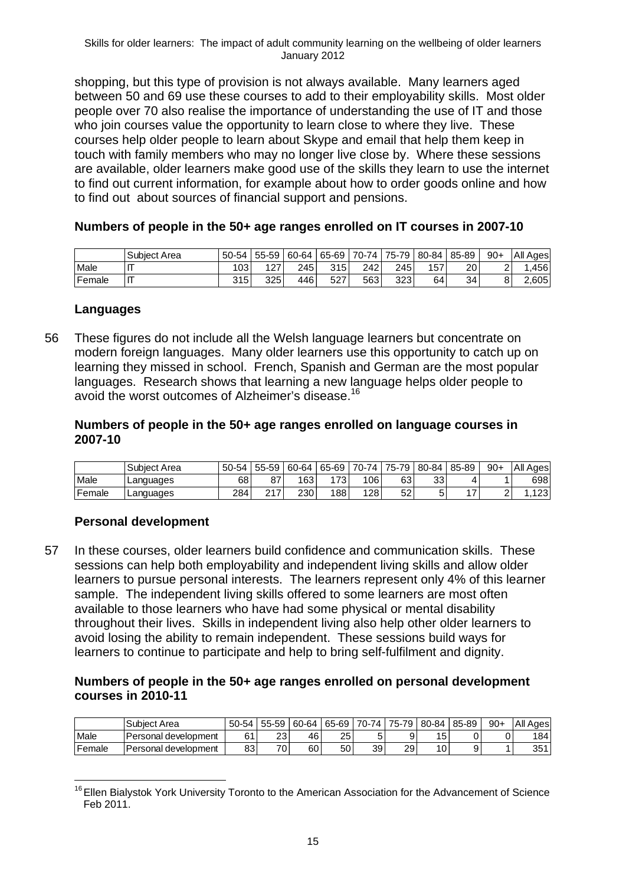shopping, but this type of provision is not always available. Many learners aged between 50 and 69 use these courses to add to their employability skills. Most older people over 70 also realise the importance of understanding the use of IT and those who join courses value the opportunity to learn close to where they live. These courses help older people to learn about Skype and email that help them keep in touch with family members who may no longer live close by. Where these sessions are available, older learners make good use of the skills they learn to use the internet to find out current information, for example about how to order goods online and how to find out about sources of financial support and pensions.

**Numbers of people in the 50+ age ranges enrolled on IT courses in 2007-10**

| | Subject Area | 50-54 | 55-59 | 60-64 | 65-69 | 70-74 | 75-79 | 80-84 | 85-89 | 90+ | All Ages |
|---|---|---|---|---|---|---|---|---|---|---|---|
| Male | IT | 103 | 127 | 245 | 315 | 242 | 245 | 157 | 20 | 2 | 1,456 |
| Female | IT | 315 | 325 | 446 | 527 | 563 | 323 | 64 | 34 | 8 | 2,605 |

### Languages

56 These figures do not include all the Welsh language learners but concentrate on modern foreign languages. Many older learners use this opportunity to catch up on learning they missed in school. French, Spanish and German are the most popular languages. Research shows that learning a new language helps older people to avoid the worst outcomes of Alzheimer's disease.[16]

**Numbers of people in the 50+ age ranges enrolled on language courses in 2007-10**

| | Subject Area | 50-54 | 55-59 | 60-64 | 65-69 | 70-74 | 75-79 | 80-84 | 85-89 | 90+ | All Ages |
|---|---|---|---|---|---|---|---|---|---|---|---|
| Male | Languages | 68 | 87 | 163 | 173 | 106 | 63 | 33 | 4 | 1 | 698 |
| Female | Languages | 284 | 217 | 230 | 188 | 128 | 52 | 5 | 17 | 2 | 1,123 |

### Personal development

57 In these courses, older learners build confidence and communication skills. These sessions can help both employability and independent living skills and allow older learners to pursue personal interests. The learners represent only 4% of this learner sample. The independent living skills offered to some learners are most often available to those learners who have had some physical or mental disability throughout their lives. Skills in independent living also help other older learners to avoid losing the ability to remain independent. These sessions build ways for learners to continue to participate and help to bring self-fulfilment and dignity.

**Numbers of people in the 50+ age ranges enrolled on personal development courses in 2010-11**

| | Subject Area | 50-54 | 55-59 | 60-64 | 65-69 | 70-74 | 75-79 | 80-84 | 85-89 | 90+ | All Ages |
|---|---|---|---|---|---|---|---|---|---|---|---|
| Male | Personal development | 61 | 23 | 46 | 25 | 5 | 9 | 15 | 0 | 0 | 184 |
| Female | Personal development | 83 | 70 | 60 | 50 | 39 | 29 | 10 | 9 | 1 | 351 |

[16] Ellen Bialystok York University Toronto to the American Association for the Advancement of Science Feb 2011.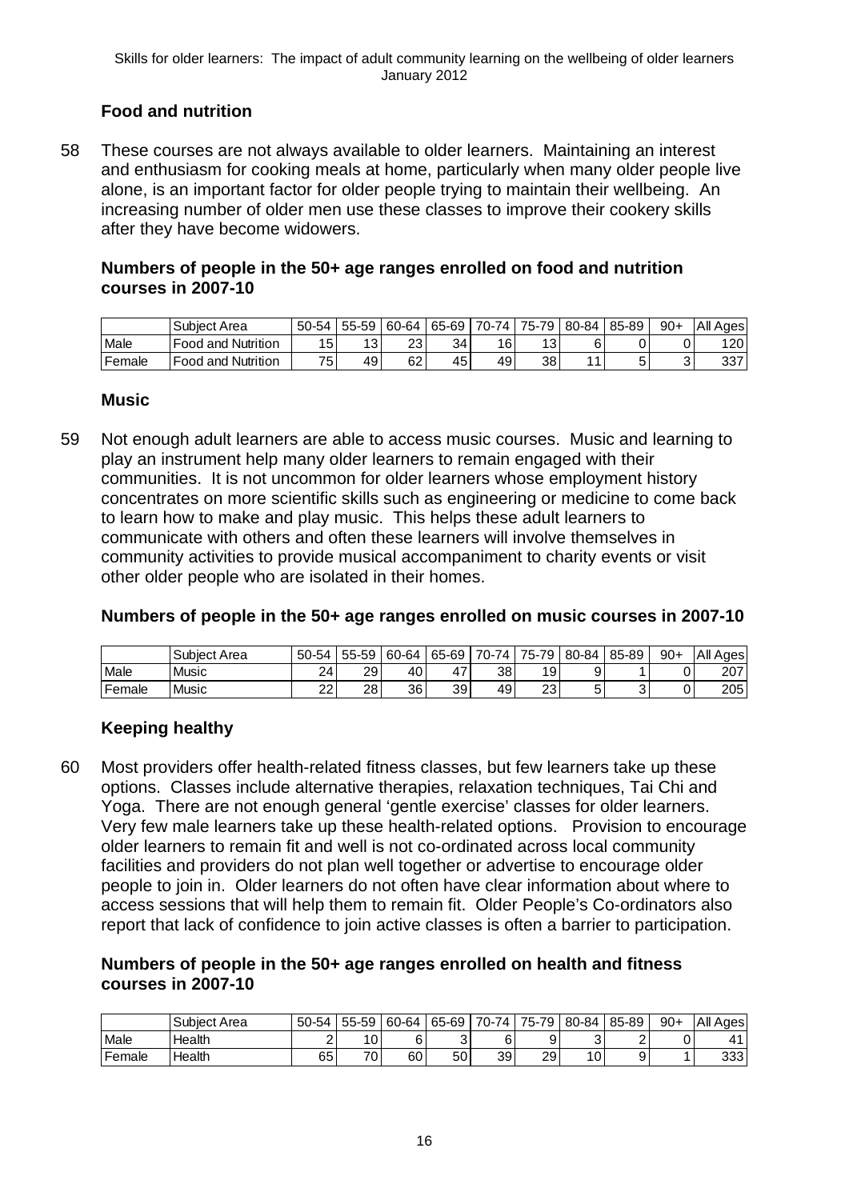## Food and nutrition

58 These courses are not always available to older learners. Maintaining an interest and enthusiasm for cooking meals at home, particularly when many older people live alone, is an important factor for older people trying to maintain their wellbeing. An increasing number of older men use these classes to improve their cookery skills after they have become widowers.

**Numbers of people in the 50+ age ranges enrolled on food and nutrition courses in 2007-10**

| | Subject Area | 50-54 | 55-59 | 60-64 | 65-69 | 70-74 | 75-79 | 80-84 | 85-89 | 90+ | All Ages |
|---|---|---|---|---|---|---|---|---|---|---|---|
| Male | Food and Nutrition | 15 | 13 | 23 | 34 | 16 | 13 | 6 | 0 | 0 | 120 |
| Female | Food and Nutrition | 75 | 49 | 62 | 45 | 49 | 38 | 11 | 5 | 3 | 337 |

## Music

59 Not enough adult learners are able to access music courses. Music and learning to play an instrument help many older learners to remain engaged with their communities. It is not uncommon for older learners whose employment history concentrates on more scientific skills such as engineering or medicine to come back to learn how to make and play music. This helps these adult learners to communicate with others and often these learners will involve themselves in community activities to provide musical accompaniment to charity events or visit other older people who are isolated in their homes.

**Numbers of people in the 50+ age ranges enrolled on music courses in 2007-10**

| | Subject Area | 50-54 | 55-59 | 60-64 | 65-69 | 70-74 | 75-79 | 80-84 | 85-89 | 90+ | All Ages |
|---|---|---|---|---|---|---|---|---|---|---|---|
| Male | Music | 24 | 29 | 40 | 47 | 38 | 19 | 9 | 1 | 0 | 207 |
| Female | Music | 22 | 28 | 36 | 39 | 49 | 23 | 5 | 3 | 0 | 205 |

## Keeping healthy

60 Most providers offer health-related fitness classes, but few learners take up these options. Classes include alternative therapies, relaxation techniques, Tai Chi and Yoga. There are not enough general 'gentle exercise' classes for older learners. Very few male learners take up these health-related options. Provision to encourage older learners to remain fit and well is not co-ordinated across local community facilities and providers do not plan well together or advertise to encourage older people to join in. Older learners do not often have clear information about where to access sessions that will help them to remain fit. Older People's Co-ordinators also report that lack of confidence to join active classes is often a barrier to participation.

**Numbers of people in the 50+ age ranges enrolled on health and fitness courses in 2007-10**

| | Subject Area | 50-54 | 55-59 | 60-64 | 65-69 | 70-74 | 75-79 | 80-84 | 85-89 | 90+ | All Ages |
|---|---|---|---|---|---|---|---|---|---|---|---|
| Male | Health | 2 | 10 | 6 | 3 | 6 | 9 | 3 | 2 | 0 | 41 |
| Female | Health | 65 | 70 | 60 | 50 | 39 | 29 | 10 | 9 | 1 | 333 |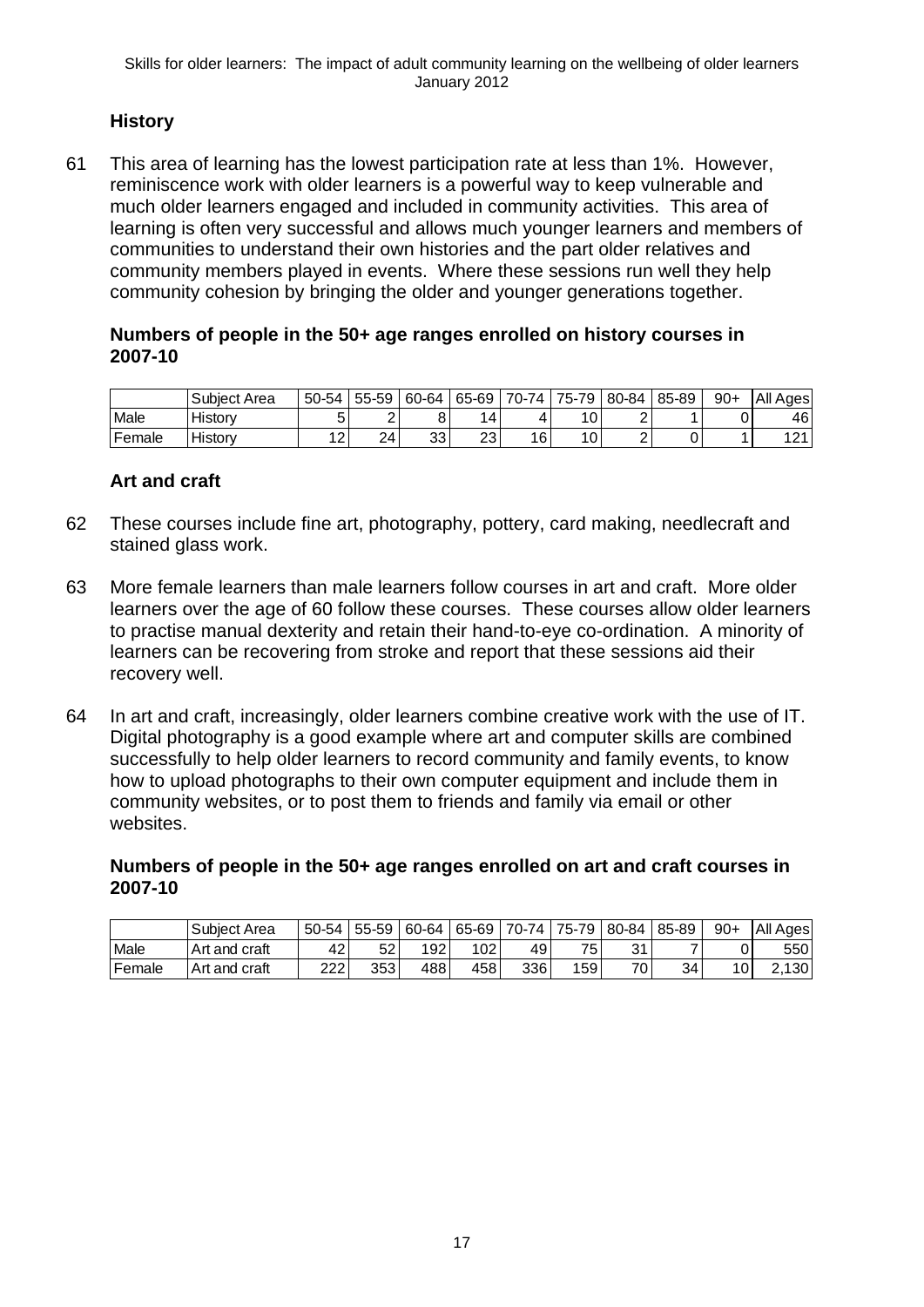### History

61 This area of learning has the lowest participation rate at less than 1%. However, reminiscence work with older learners is a powerful way to keep vulnerable and much older learners engaged and included in community activities. This area of learning is often very successful and allows much younger learners and members of communities to understand their own histories and the part older relatives and community members played in events. Where these sessions run well they help community cohesion by bringing the older and younger generations together.

**Numbers of people in the 50+ age ranges enrolled on history courses in 2007-10**

| | Subject Area | 50-54 | 55-59 | 60-64 | 65-69 | 70-74 | 75-79 | 80-84 | 85-89 | 90+ | All Ages |
|---|---|---|---|---|---|---|---|---|---|---|---|
| Male | History | 5 | 2 | 8 | 14 | 4 | 10 | 2 | 1 | 0 | 46 |
| Female | History | 12 | 24 | 33 | 23 | 16 | 10 | 2 | 0 | 1 | 121 |

### Art and craft

62 These courses include fine art, photography, pottery, card making, needlecraft and stained glass work.

63 More female learners than male learners follow courses in art and craft. More older learners over the age of 60 follow these courses. These courses allow older learners to practise manual dexterity and retain their hand-to-eye co-ordination. A minority of learners can be recovering from stroke and report that these sessions aid their recovery well.

64 In art and craft, increasingly, older learners combine creative work with the use of IT. Digital photography is a good example where art and computer skills are combined successfully to help older learners to record community and family events, to know how to upload photographs to their own computer equipment and include them in community websites, or to post them to friends and family via email or other websites.

**Numbers of people in the 50+ age ranges enrolled on art and craft courses in 2007-10**

| | Subject Area | 50-54 | 55-59 | 60-64 | 65-69 | 70-74 | 75-79 | 80-84 | 85-89 | 90+ | All Ages |
|---|---|---|---|---|---|---|---|---|---|---|---|
| Male | Art and craft | 42 | 52 | 192 | 102 | 49 | 75 | 31 | 7 | 0 | 550 |
| Female | Art and craft | 222 | 353 | 488 | 458 | 336 | 159 | 70 | 34 | 10 | 2,130 |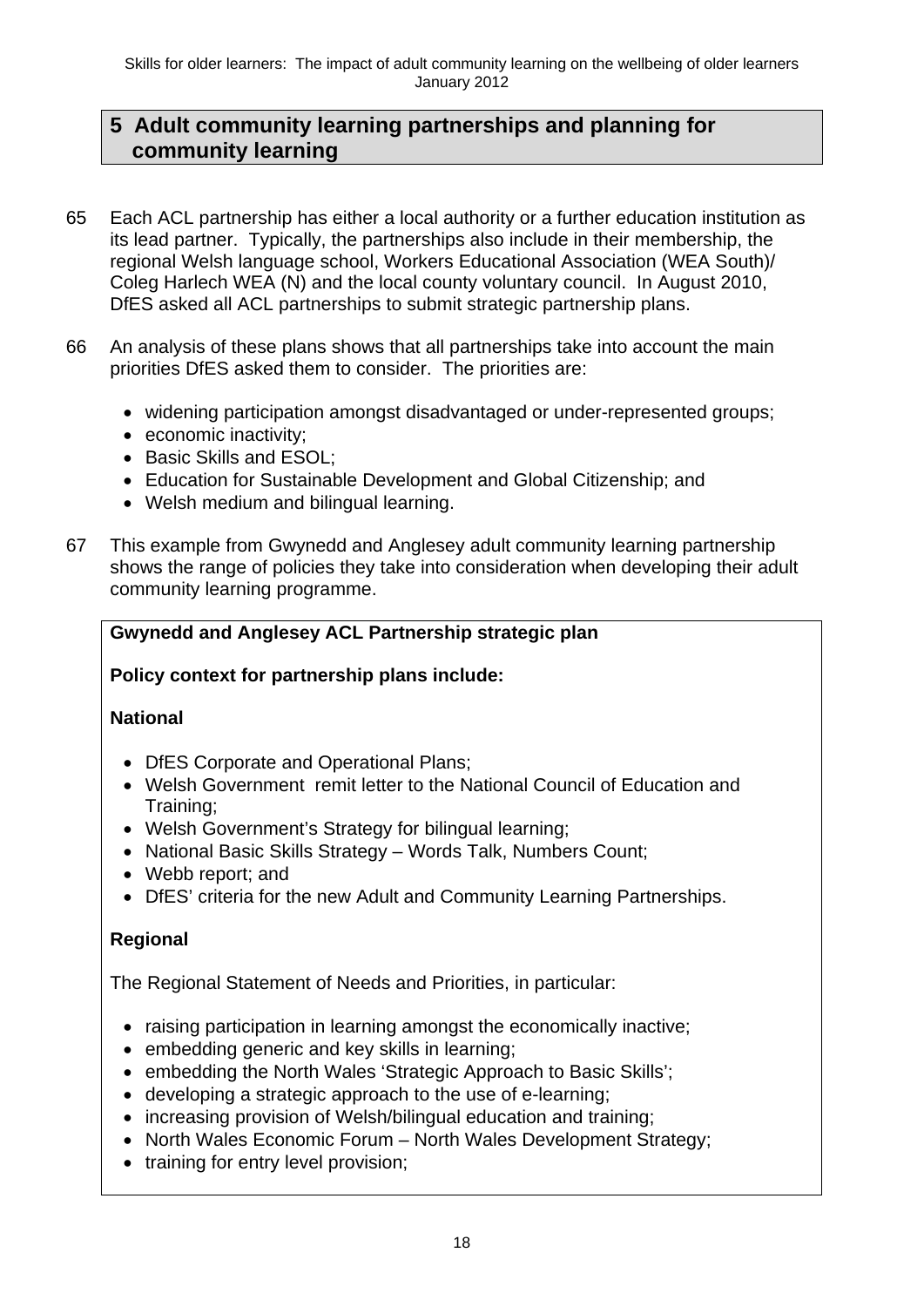## 5 Adult community learning partnerships and planning for community learning

65 Each ACL partnership has either a local authority or a further education institution as its lead partner. Typically, the partnerships also include in their membership, the regional Welsh language school, Workers Educational Association (WEA South)/ Coleg Harlech WEA (N) and the local county voluntary council. In August 2010, DfES asked all ACL partnerships to submit strategic partnership plans.

66 An analysis of these plans shows that all partnerships take into account the main priorities DfES asked them to consider. The priorities are:

- widening participation amongst disadvantaged or under-represented groups;
- economic inactivity;
- Basic Skills and ESOL;
- Education for Sustainable Development and Global Citizenship; and
- Welsh medium and bilingual learning.

67 This example from Gwynedd and Anglesey adult community learning partnership shows the range of policies they take into consideration when developing their adult community learning programme.

**Gwynedd and Anglesey ACL Partnership strategic plan**

**Policy context for partnership plans include:**

**National**

- DfES Corporate and Operational Plans;
- Welsh Government remit letter to the National Council of Education and Training;
- Welsh Government's Strategy for bilingual learning;
- National Basic Skills Strategy – Words Talk, Numbers Count;
- Webb report; and
- DfES' criteria for the new Adult and Community Learning Partnerships.

**Regional**

The Regional Statement of Needs and Priorities, in particular:

- raising participation in learning amongst the economically inactive;
- embedding generic and key skills in learning;
- embedding the North Wales 'Strategic Approach to Basic Skills';
- developing a strategic approach to the use of e-learning;
- increasing provision of Welsh/bilingual education and training;
- North Wales Economic Forum – North Wales Development Strategy;
- training for entry level provision;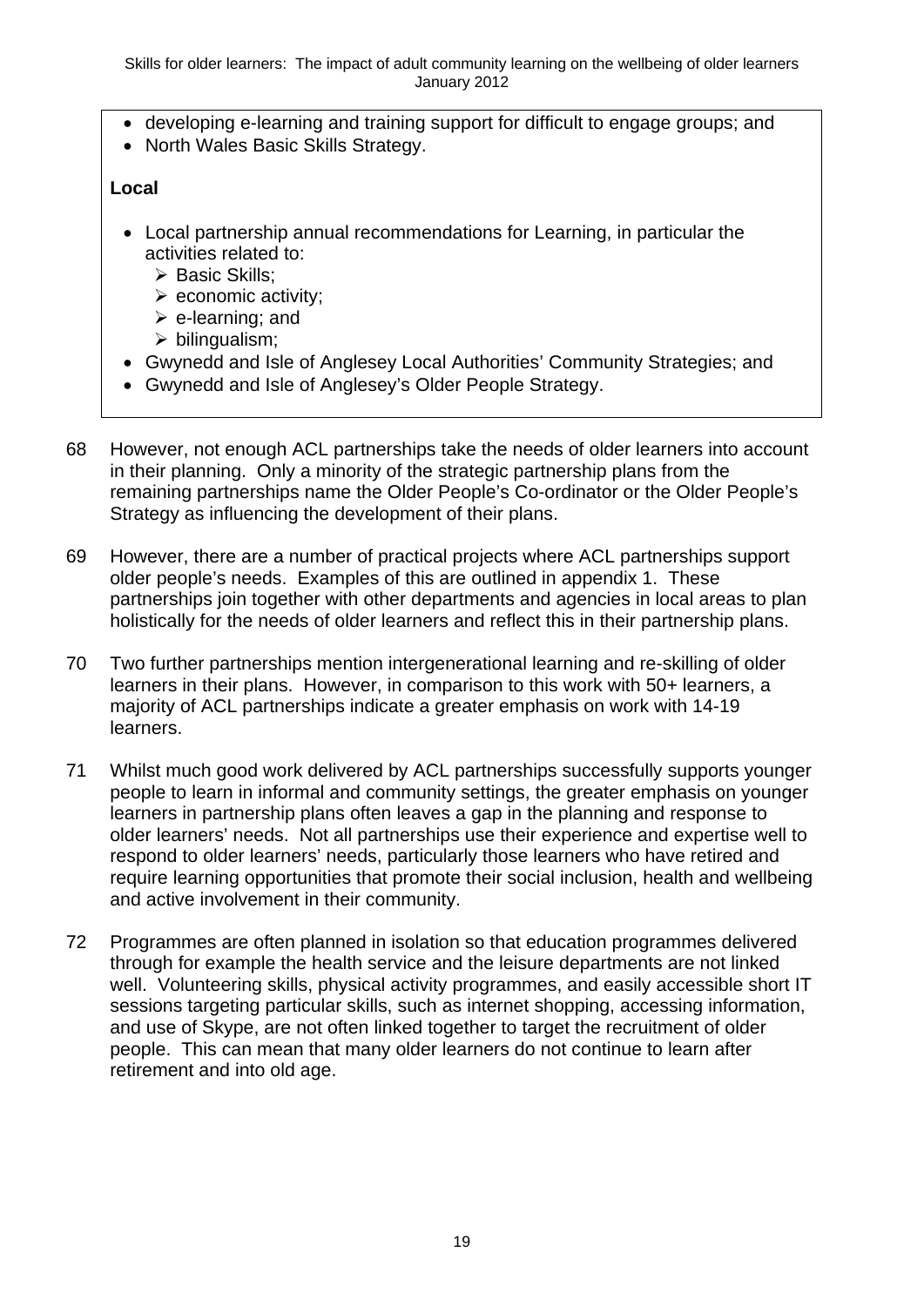- developing e-learning and training support for difficult to engage groups; and
- North Wales Basic Skills Strategy.

**Local**

- Local partnership annual recommendations for Learning, in particular the activities related to:
  - Basic Skills;
  - economic activity;
  - e-learning; and
  - bilingualism;
- Gwynedd and Isle of Anglesey Local Authorities' Community Strategies; and
- Gwynedd and Isle of Anglesey's Older People Strategy.

68 However, not enough ACL partnerships take the needs of older learners into account in their planning. Only a minority of the strategic partnership plans from the remaining partnerships name the Older People's Co-ordinator or the Older People's Strategy as influencing the development of their plans.

69 However, there are a number of practical projects where ACL partnerships support older people's needs. Examples of this are outlined in appendix 1. These partnerships join together with other departments and agencies in local areas to plan holistically for the needs of older learners and reflect this in their partnership plans.

70 Two further partnerships mention intergenerational learning and re-skilling of older learners in their plans. However, in comparison to this work with 50+ learners, a majority of ACL partnerships indicate a greater emphasis on work with 14-19 learners.

71 Whilst much good work delivered by ACL partnerships successfully supports younger people to learn in informal and community settings, the greater emphasis on younger learners in partnership plans often leaves a gap in the planning and response to older learners' needs. Not all partnerships use their experience and expertise well to respond to older learners' needs, particularly those learners who have retired and require learning opportunities that promote their social inclusion, health and wellbeing and active involvement in their community.

72 Programmes are often planned in isolation so that education programmes delivered through for example the health service and the leisure departments are not linked well. Volunteering skills, physical activity programmes, and easily accessible short IT sessions targeting particular skills, such as internet shopping, accessing information, and use of Skype, are not often linked together to target the recruitment of older people. This can mean that many older learners do not continue to learn after retirement and into old age.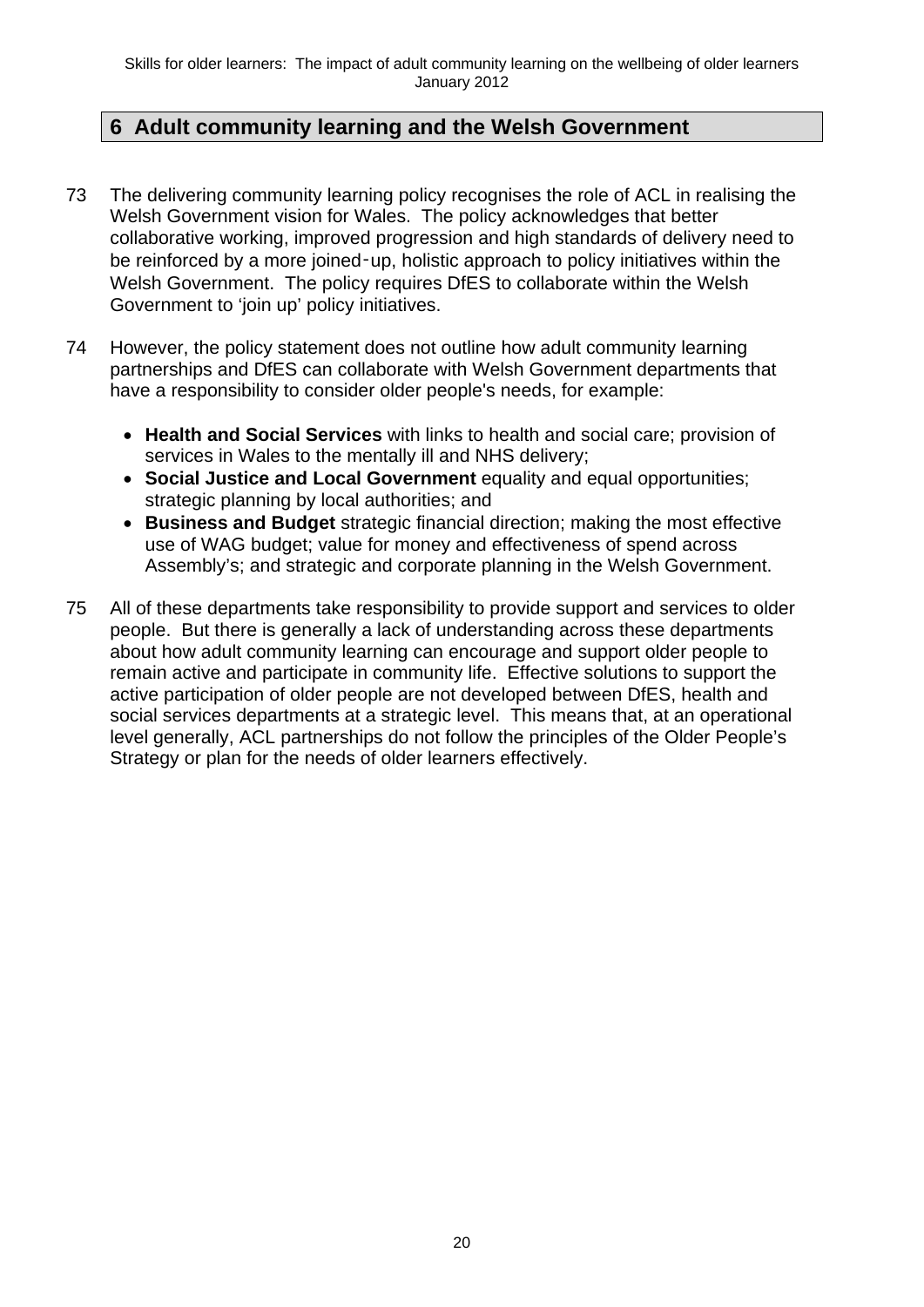## 6 Adult community learning and the Welsh Government

73 The delivering community learning policy recognises the role of ACL in realising the Welsh Government vision for Wales. The policy acknowledges that better collaborative working, improved progression and high standards of delivery need to be reinforced by a more joined‑up, holistic approach to policy initiatives within the Welsh Government. The policy requires DfES to collaborate within the Welsh Government to 'join up' policy initiatives.

74 However, the policy statement does not outline how adult community learning partnerships and DfES can collaborate with Welsh Government departments that have a responsibility to consider older people's needs, for example:

- **Health and Social Services** with links to health and social care; provision of services in Wales to the mentally ill and NHS delivery;
- **Social Justice and Local Government** equality and equal opportunities; strategic planning by local authorities; and
- **Business and Budget** strategic financial direction; making the most effective use of WAG budget; value for money and effectiveness of spend across Assembly's; and strategic and corporate planning in the Welsh Government.

75 All of these departments take responsibility to provide support and services to older people. But there is generally a lack of understanding across these departments about how adult community learning can encourage and support older people to remain active and participate in community life. Effective solutions to support the active participation of older people are not developed between DfES, health and social services departments at a strategic level. This means that, at an operational level generally, ACL partnerships do not follow the principles of the Older People's Strategy or plan for the needs of older learners effectively.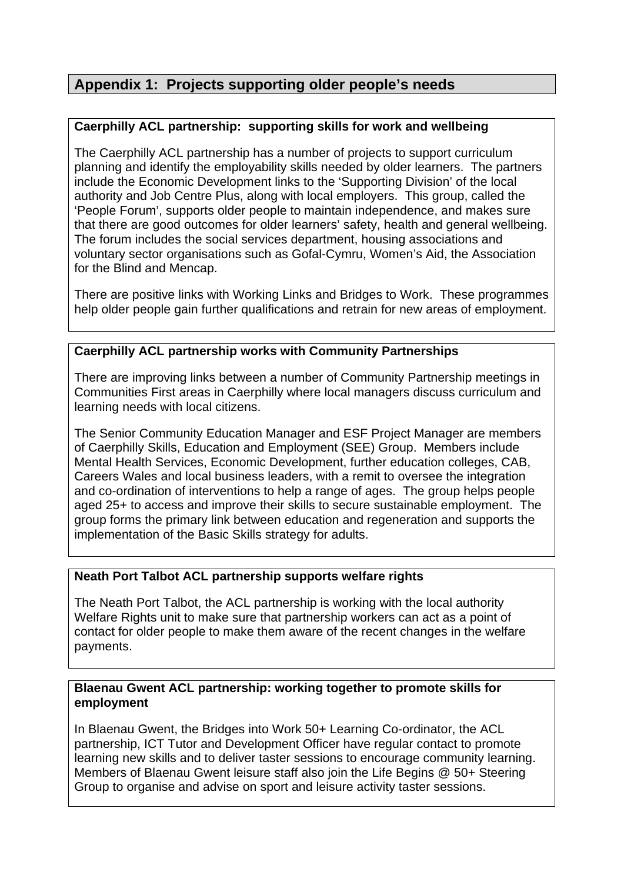## Appendix 1: Projects supporting older people's needs

**Caerphilly ACL partnership: supporting skills for work and wellbeing**

The Caerphilly ACL partnership has a number of projects to support curriculum planning and identify the employability skills needed by older learners. The partners include the Economic Development links to the 'Supporting Division' of the local authority and Job Centre Plus, along with local employers. This group, called the 'People Forum', supports older people to maintain independence, and makes sure that there are good outcomes for older learners' safety, health and general wellbeing. The forum includes the social services department, housing associations and voluntary sector organisations such as Gofal-Cymru, Women's Aid, the Association for the Blind and Mencap.

There are positive links with Working Links and Bridges to Work. These programmes help older people gain further qualifications and retrain for new areas of employment.

**Caerphilly ACL partnership works with Community Partnerships**

There are improving links between a number of Community Partnership meetings in Communities First areas in Caerphilly where local managers discuss curriculum and learning needs with local citizens.

The Senior Community Education Manager and ESF Project Manager are members of Caerphilly Skills, Education and Employment (SEE) Group. Members include Mental Health Services, Economic Development, further education colleges, CAB, Careers Wales and local business leaders, with a remit to oversee the integration and co-ordination of interventions to help a range of ages. The group helps people aged 25+ to access and improve their skills to secure sustainable employment. The group forms the primary link between education and regeneration and supports the implementation of the Basic Skills strategy for adults.

**Neath Port Talbot ACL partnership supports welfare rights**

The Neath Port Talbot, the ACL partnership is working with the local authority Welfare Rights unit to make sure that partnership workers can act as a point of contact for older people to make them aware of the recent changes in the welfare payments.

**Blaenau Gwent ACL partnership: working together to promote skills for employment**

In Blaenau Gwent, the Bridges into Work 50+ Learning Co-ordinator, the ACL partnership, ICT Tutor and Development Officer have regular contact to promote learning new skills and to deliver taster sessions to encourage community learning. Members of Blaenau Gwent leisure staff also join the Life Begins @ 50+ Steering Group to organise and advise on sport and leisure activity taster sessions.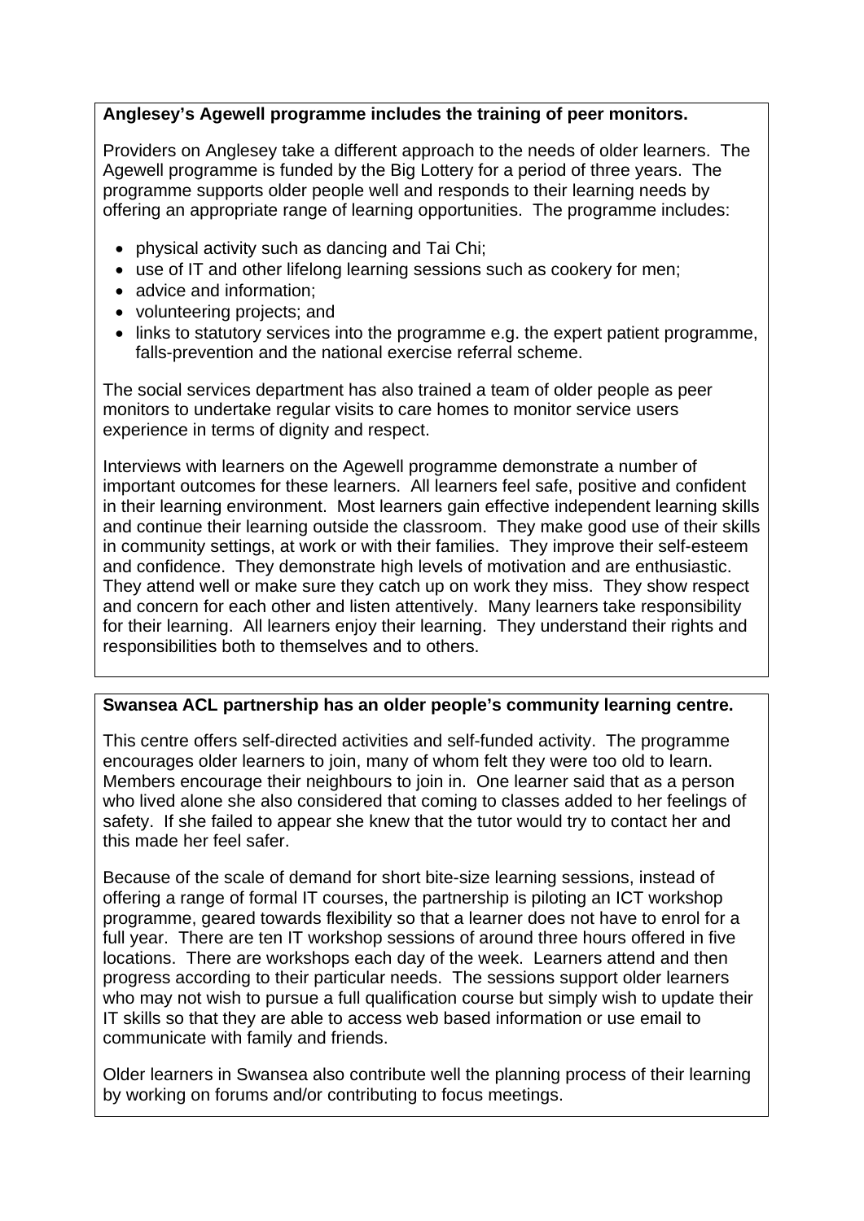**Anglesey's Agewell programme includes the training of peer monitors.**

Providers on Anglesey take a different approach to the needs of older learners. The Agewell programme is funded by the Big Lottery for a period of three years. The programme supports older people well and responds to their learning needs by offering an appropriate range of learning opportunities. The programme includes:

- physical activity such as dancing and Tai Chi;
- use of IT and other lifelong learning sessions such as cookery for men;
- advice and information;
- volunteering projects; and
- links to statutory services into the programme e.g. the expert patient programme, falls-prevention and the national exercise referral scheme.

The social services department has also trained a team of older people as peer monitors to undertake regular visits to care homes to monitor service users experience in terms of dignity and respect.

Interviews with learners on the Agewell programme demonstrate a number of important outcomes for these learners. All learners feel safe, positive and confident in their learning environment. Most learners gain effective independent learning skills and continue their learning outside the classroom. They make good use of their skills in community settings, at work or with their families. They improve their self-esteem and confidence. They demonstrate high levels of motivation and are enthusiastic. They attend well or make sure they catch up on work they miss. They show respect and concern for each other and listen attentively. Many learners take responsibility for their learning. All learners enjoy their learning. They understand their rights and responsibilities both to themselves and to others.

**Swansea ACL partnership has an older people's community learning centre.**

This centre offers self-directed activities and self-funded activity. The programme encourages older learners to join, many of whom felt they were too old to learn. Members encourage their neighbours to join in. One learner said that as a person who lived alone she also considered that coming to classes added to her feelings of safety. If she failed to appear she knew that the tutor would try to contact her and this made her feel safer.

Because of the scale of demand for short bite-size learning sessions, instead of offering a range of formal IT courses, the partnership is piloting an ICT workshop programme, geared towards flexibility so that a learner does not have to enrol for a full year. There are ten IT workshop sessions of around three hours offered in five locations. There are workshops each day of the week. Learners attend and then progress according to their particular needs. The sessions support older learners who may not wish to pursue a full qualification course but simply wish to update their IT skills so that they are able to access web based information or use email to communicate with family and friends.

Older learners in Swansea also contribute well the planning process of their learning by working on forums and/or contributing to focus meetings.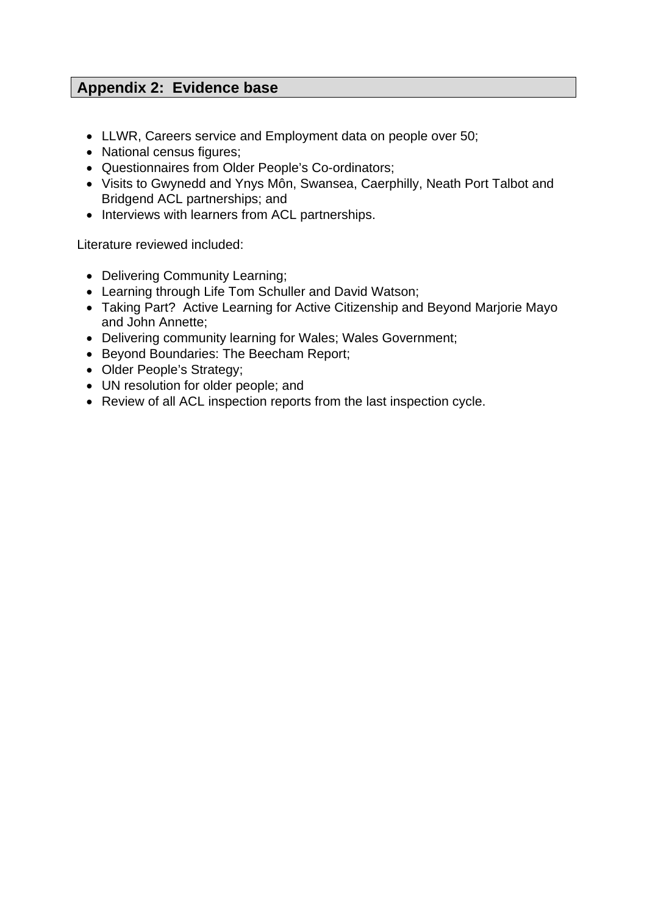## Appendix 2: Evidence base

- LLWR, Careers service and Employment data on people over 50;
- National census figures;
- Questionnaires from Older People's Co-ordinators;
- Visits to Gwynedd and Ynys Môn, Swansea, Caerphilly, Neath Port Talbot and Bridgend ACL partnerships; and
- Interviews with learners from ACL partnerships.

Literature reviewed included:

- Delivering Community Learning;
- Learning through Life Tom Schuller and David Watson;
- Taking Part? Active Learning for Active Citizenship and Beyond Marjorie Mayo and John Annette;
- Delivering community learning for Wales; Wales Government;
- Beyond Boundaries: The Beecham Report;
- Older People's Strategy;
- UN resolution for older people; and
- Review of all ACL inspection reports from the last inspection cycle.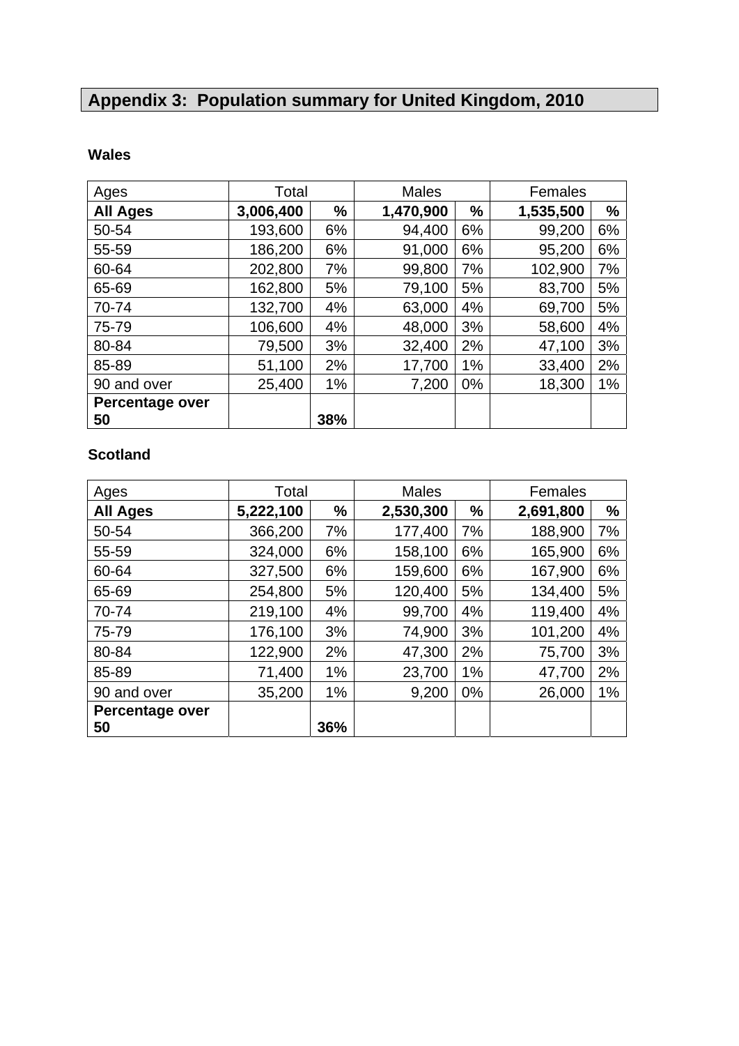# Appendix 3: Population summary for United Kingdom, 2010

**Wales**

| Ages | Total | | Males | | Females | |
|---|---|---|---|---|---|---|
| **All Ages** | **3,006,400** | **%** | **1,470,900** | **%** | **1,535,500** | **%** |
| 50-54 | 193,600 | 6% | 94,400 | 6% | 99,200 | 6% |
| 55-59 | 186,200 | 6% | 91,000 | 6% | 95,200 | 6% |
| 60-64 | 202,800 | 7% | 99,800 | 7% | 102,900 | 7% |
| 65-69 | 162,800 | 5% | 79,100 | 5% | 83,700 | 5% |
| 70-74 | 132,700 | 4% | 63,000 | 4% | 69,700 | 5% |
| 75-79 | 106,600 | 4% | 48,000 | 3% | 58,600 | 4% |
| 80-84 | 79,500 | 3% | 32,400 | 2% | 47,100 | 3% |
| 85-89 | 51,100 | 2% | 17,700 | 1% | 33,400 | 2% |
| 90 and over | 25,400 | 1% | 7,200 | 0% | 18,300 | 1% |
| **Percentage over 50** | | **38%** | | | | |

**Scotland**

| Ages | Total | | Males | | Females | |
|---|---|---|---|---|---|---|
| **All Ages** | **5,222,100** | **%** | **2,530,300** | **%** | **2,691,800** | **%** |
| 50-54 | 366,200 | 7% | 177,400 | 7% | 188,900 | 7% |
| 55-59 | 324,000 | 6% | 158,100 | 6% | 165,900 | 6% |
| 60-64 | 327,500 | 6% | 159,600 | 6% | 167,900 | 6% |
| 65-69 | 254,800 | 5% | 120,400 | 5% | 134,400 | 5% |
| 70-74 | 219,100 | 4% | 99,700 | 4% | 119,400 | 4% |
| 75-79 | 176,100 | 3% | 74,900 | 3% | 101,200 | 4% |
| 80-84 | 122,900 | 2% | 47,300 | 2% | 75,700 | 3% |
| 85-89 | 71,400 | 1% | 23,700 | 1% | 47,700 | 2% |
| 90 and over | 35,200 | 1% | 9,200 | 0% | 26,000 | 1% |
| **Percentage over 50** | | **36%** | | | | |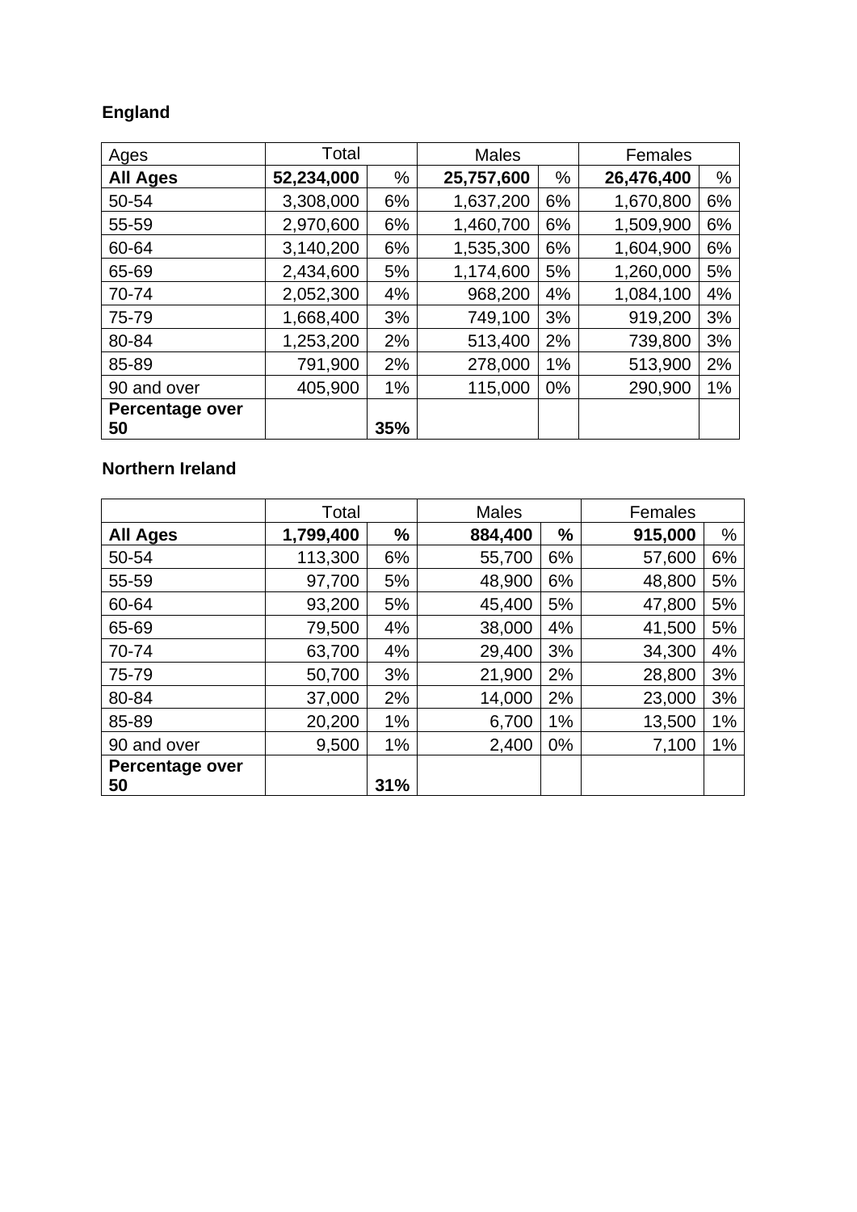**England**

| Ages | Total | | Males | | Females | |
|---|---|---|---|---|---|---|
| **All Ages** | **52,234,000** | % | **25,757,600** | % | **26,476,400** | % |
| 50-54 | 3,308,000 | 6% | 1,637,200 | 6% | 1,670,800 | 6% |
| 55-59 | 2,970,600 | 6% | 1,460,700 | 6% | 1,509,900 | 6% |
| 60-64 | 3,140,200 | 6% | 1,535,300 | 6% | 1,604,900 | 6% |
| 65-69 | 2,434,600 | 5% | 1,174,600 | 5% | 1,260,000 | 5% |
| 70-74 | 2,052,300 | 4% | 968,200 | 4% | 1,084,100 | 4% |
| 75-79 | 1,668,400 | 3% | 749,100 | 3% | 919,200 | 3% |
| 80-84 | 1,253,200 | 2% | 513,400 | 2% | 739,800 | 3% |
| 85-89 | 791,900 | 2% | 278,000 | 1% | 513,900 | 2% |
| 90 and over | 405,900 | 1% | 115,000 | 0% | 290,900 | 1% |
| **Percentage over 50** | | **35%** | | | | |

**Northern Ireland**

| | Total | | Males | | Females | |
|---|---|---|---|---|---|---|
| **All Ages** | **1,799,400** | **%** | **884,400** | **%** | **915,000** | % |
| 50-54 | 113,300 | 6% | 55,700 | 6% | 57,600 | 6% |
| 55-59 | 97,700 | 5% | 48,900 | 6% | 48,800 | 5% |
| 60-64 | 93,200 | 5% | 45,400 | 5% | 47,800 | 5% |
| 65-69 | 79,500 | 4% | 38,000 | 4% | 41,500 | 5% |
| 70-74 | 63,700 | 4% | 29,400 | 3% | 34,300 | 4% |
| 75-79 | 50,700 | 3% | 21,900 | 2% | 28,800 | 3% |
| 80-84 | 37,000 | 2% | 14,000 | 2% | 23,000 | 3% |
| 85-89 | 20,200 | 1% | 6,700 | 1% | 13,500 | 1% |
| 90 and over | 9,500 | 1% | 2,400 | 0% | 7,100 | 1% |
| **Percentage over 50** | | **31%** | | | | |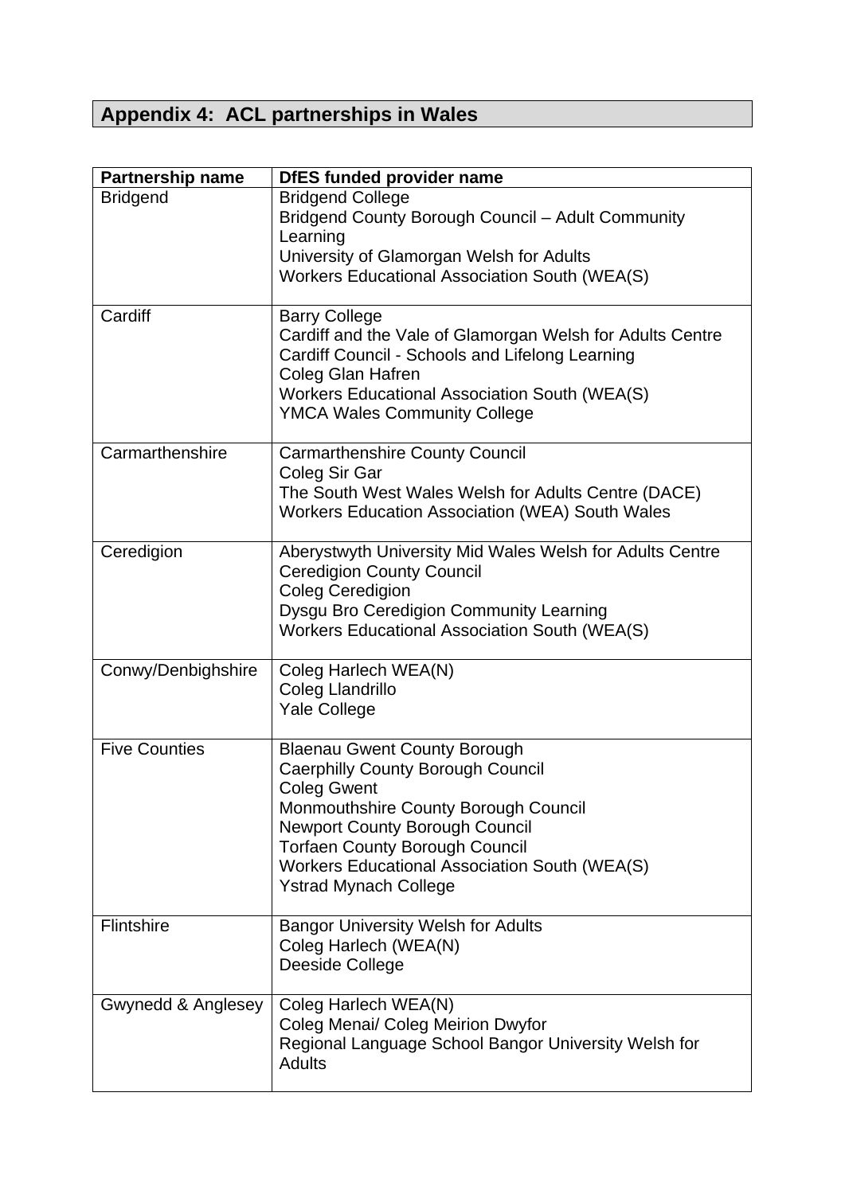## Appendix 4: ACL partnerships in Wales

| Partnership name | DfES funded provider name |
|---|---|
| Bridgend | Bridgend College<br>Bridgend County Borough Council – Adult Community Learning<br>University of Glamorgan Welsh for Adults<br>Workers Educational Association South (WEA(S) |
| Cardiff | Barry College<br>Cardiff and the Vale of Glamorgan Welsh for Adults Centre<br>Cardiff Council - Schools and Lifelong Learning<br>Coleg Glan Hafren<br>Workers Educational Association South (WEA(S)<br>YMCA Wales Community College |
| Carmarthenshire | Carmarthenshire County Council<br>Coleg Sir Gar<br>The South West Wales Welsh for Adults Centre (DACE)<br>Workers Education Association (WEA) South Wales |
| Ceredigion | Aberystwyth University Mid Wales Welsh for Adults Centre<br>Ceredigion County Council<br>Coleg Ceredigion<br>Dysgu Bro Ceredigion Community Learning<br>Workers Educational Association South (WEA(S) |
| Conwy/Denbighshire | Coleg Harlech WEA(N)<br>Coleg Llandrillo<br>Yale College |
| Five Counties | Blaenau Gwent County Borough<br>Caerphilly County Borough Council<br>Coleg Gwent<br>Monmouthshire County Borough Council<br>Newport County Borough Council<br>Torfaen County Borough Council<br>Workers Educational Association South (WEA(S)<br>Ystrad Mynach College |
| Flintshire | Bangor University Welsh for Adults<br>Coleg Harlech (WEA(N)<br>Deeside College |
| Gwynedd & Anglesey | Coleg Harlech WEA(N)<br>Coleg Menai/ Coleg Meirion Dwyfor<br>Regional Language School Bangor University Welsh for Adults |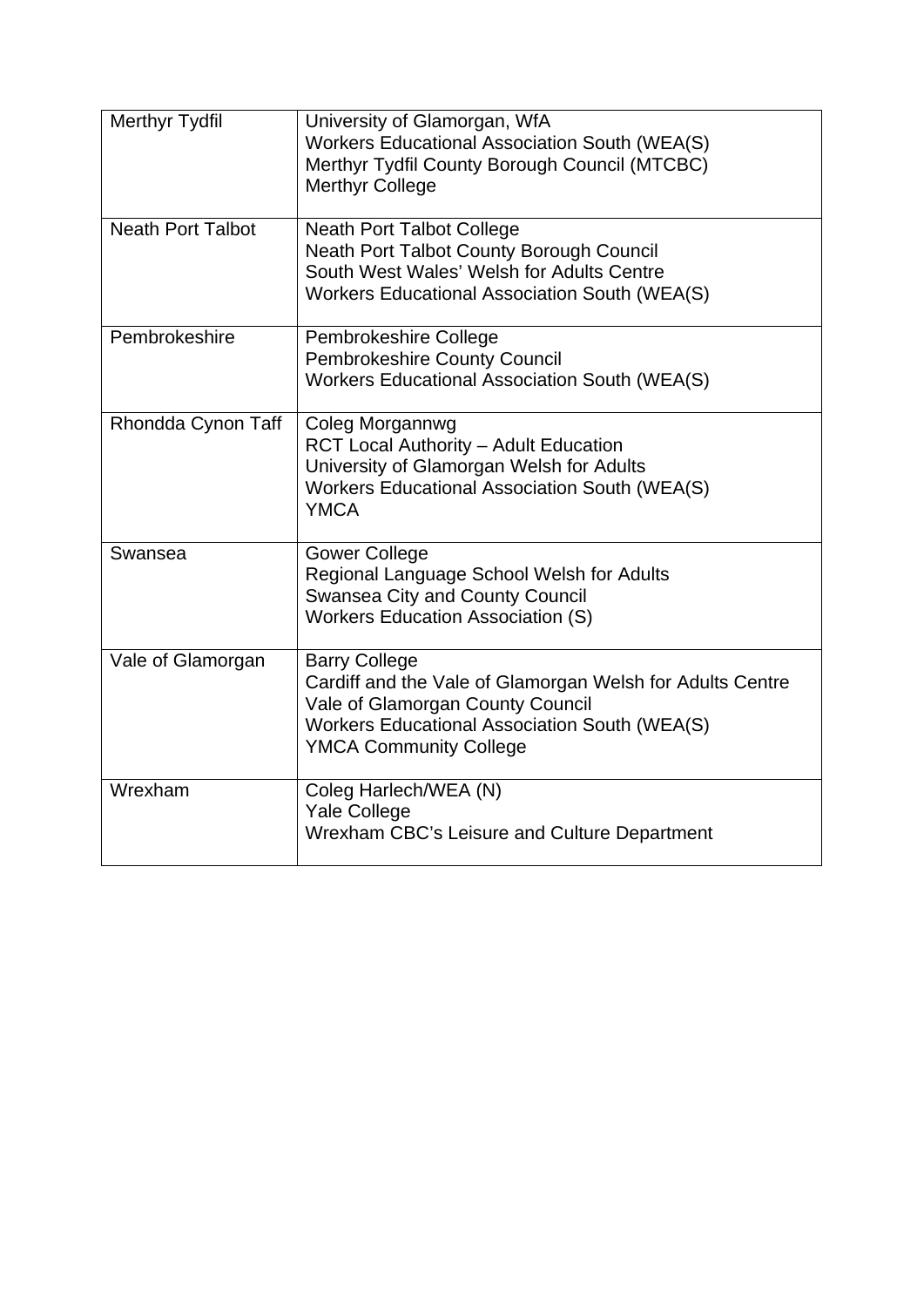| | |
|---|---|
| Merthyr Tydfil | University of Glamorgan, WfA<br>Workers Educational Association South (WEA(S)<br>Merthyr Tydfil County Borough Council (MTCBC)<br>Merthyr College |
| Neath Port Talbot | Neath Port Talbot College<br>Neath Port Talbot County Borough Council<br>South West Wales' Welsh for Adults Centre<br>Workers Educational Association South (WEA(S) |
| Pembrokeshire | Pembrokeshire College<br>Pembrokeshire County Council<br>Workers Educational Association South (WEA(S) |
| Rhondda Cynon Taff | Coleg Morgannwg<br>RCT Local Authority – Adult Education<br>University of Glamorgan Welsh for Adults<br>Workers Educational Association South (WEA(S)<br>YMCA |
| Swansea | Gower College<br>Regional Language School Welsh for Adults<br>Swansea City and County Council<br>Workers Education Association (S) |
| Vale of Glamorgan | Barry College<br>Cardiff and the Vale of Glamorgan Welsh for Adults Centre<br>Vale of Glamorgan County Council<br>Workers Educational Association South (WEA(S)<br>YMCA Community College |
| Wrexham | Coleg Harlech/WEA (N)<br>Yale College<br>Wrexham CBC's Leisure and Culture Department |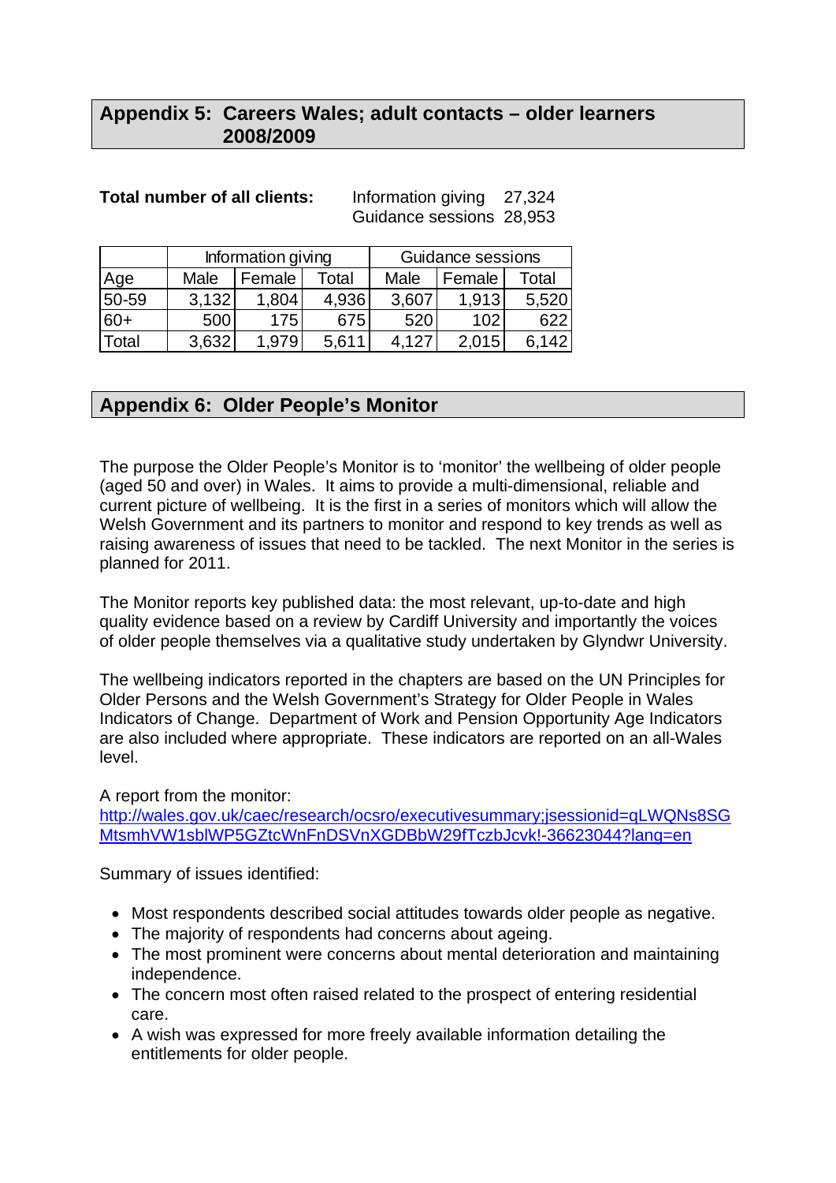## Appendix 5: Careers Wales; adult contacts – older learners 2008/2009

**Total number of all clients:** Information giving 27,324
Guidance sessions 28,953

| | Information giving | | | Guidance sessions | | |
|---|---|---|---|---|---|---|
| Age | Male | Female | Total | Male | Female | Total |
| 50-59 | 3,132 | 1,804 | 4,936 | 3,607 | 1,913 | 5,520 |
| 60+ | 500 | 175 | 675 | 520 | 102 | 622 |
| Total | 3,632 | 1,979 | 5,611 | 4,127 | 2,015 | 6,142 |

## Appendix 6: Older People's Monitor

The purpose the Older People's Monitor is to 'monitor' the wellbeing of older people (aged 50 and over) in Wales. It aims to provide a multi-dimensional, reliable and current picture of wellbeing. It is the first in a series of monitors which will allow the Welsh Government and its partners to monitor and respond to key trends as well as raising awareness of issues that need to be tackled. The next Monitor in the series is planned for 2011.

The Monitor reports key published data: the most relevant, up-to-date and high quality evidence based on a review by Cardiff University and importantly the voices of older people themselves via a qualitative study undertaken by Glyndwr University.

The wellbeing indicators reported in the chapters are based on the UN Principles for Older Persons and the Welsh Government's Strategy for Older People in Wales Indicators of Change. Department of Work and Pension Opportunity Age Indicators are also included where appropriate. These indicators are reported on an all-Wales level.

A report from the monitor:
http://wales.gov.uk/caec/research/ocsro/executivesummary;jsessionid=qLWQNs8SGMtsmhVW1sblWP5GZtcWnFnDSVnXGDBbW29fTczbJcvk!-36623044?lang=en

Summary of issues identified:

- Most respondents described social attitudes towards older people as negative.
- The majority of respondents had concerns about ageing.
- The most prominent were concerns about mental deterioration and maintaining independence.
- The concern most often raised related to the prospect of entering residential care.
- A wish was expressed for more freely available information detailing the entitlements for older people.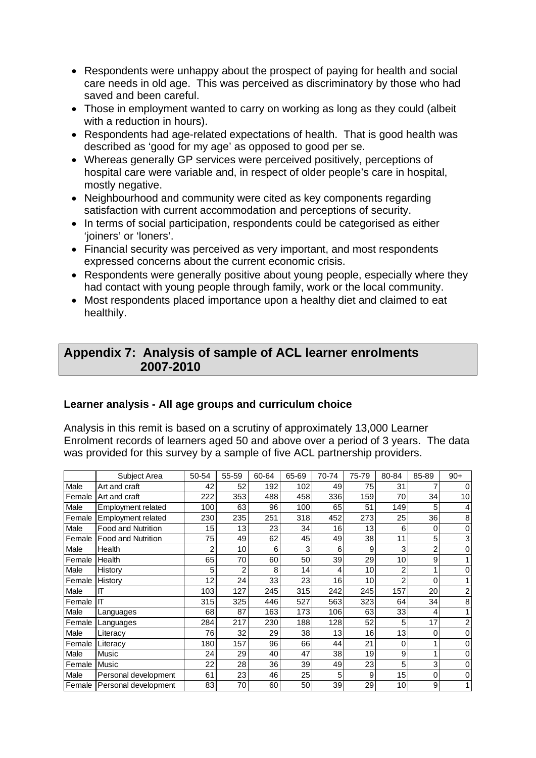- Respondents were unhappy about the prospect of paying for health and social care needs in old age. This was perceived as discriminatory by those who had saved and been careful.
- Those in employment wanted to carry on working as long as they could (albeit with a reduction in hours).
- Respondents had age-related expectations of health. That is good health was described as 'good for my age' as opposed to good per se.
- Whereas generally GP services were perceived positively, perceptions of hospital care were variable and, in respect of older people's care in hospital, mostly negative.
- Neighbourhood and community were cited as key components regarding satisfaction with current accommodation and perceptions of security.
- In terms of social participation, respondents could be categorised as either 'joiners' or 'loners'.
- Financial security was perceived as very important, and most respondents expressed concerns about the current economic crisis.
- Respondents were generally positive about young people, especially where they had contact with young people through family, work or the local community.
- Most respondents placed importance upon a healthy diet and claimed to eat healthily.

## Appendix 7: Analysis of sample of ACL learner enrolments 2007-2010

### Learner analysis - All age groups and curriculum choice

Analysis in this remit is based on a scrutiny of approximately 13,000 Learner Enrolment records of learners aged 50 and above over a period of 3 years. The data was provided for this survey by a sample of five ACL partnership providers.

| | Subject Area | 50-54 | 55-59 | 60-64 | 65-69 | 70-74 | 75-79 | 80-84 | 85-89 | 90+ |
|---|---|---|---|---|---|---|---|---|---|---|
| Male | Art and craft | 42 | 52 | 192 | 102 | 49 | 75 | 31 | 7 | 0 |
| Female | Art and craft | 222 | 353 | 488 | 458 | 336 | 159 | 70 | 34 | 10 |
| Male | Employment related | 100 | 63 | 96 | 100 | 65 | 51 | 149 | 5 | 4 |
| Female | Employment related | 230 | 235 | 251 | 318 | 452 | 273 | 25 | 36 | 8 |
| Male | Food and Nutrition | 15 | 13 | 23 | 34 | 16 | 13 | 6 | 0 | 0 |
| Female | Food and Nutrition | 75 | 49 | 62 | 45 | 49 | 38 | 11 | 5 | 3 |
| Male | Health | 2 | 10 | 6 | 3 | 6 | 9 | 3 | 2 | 0 |
| Female | Health | 65 | 70 | 60 | 50 | 39 | 29 | 10 | 9 | 1 |
| Male | History | 5 | 2 | 8 | 14 | 4 | 10 | 2 | 1 | 0 |
| Female | History | 12 | 24 | 33 | 23 | 16 | 10 | 2 | 0 | 1 |
| Male | IT | 103 | 127 | 245 | 315 | 242 | 245 | 157 | 20 | 2 |
| Female | IT | 315 | 325 | 446 | 527 | 563 | 323 | 64 | 34 | 8 |
| Male | Languages | 68 | 87 | 163 | 173 | 106 | 63 | 33 | 4 | 1 |
| Female | Languages | 284 | 217 | 230 | 188 | 128 | 52 | 5 | 17 | 2 |
| Male | Literacy | 76 | 32 | 29 | 38 | 13 | 16 | 13 | 0 | 0 |
| Female | Literacy | 180 | 157 | 96 | 66 | 44 | 21 | 0 | 1 | 0 |
| Male | Music | 24 | 29 | 40 | 47 | 38 | 19 | 9 | 1 | 0 |
| Female | Music | 22 | 28 | 36 | 39 | 49 | 23 | 5 | 3 | 0 |
| Male | Personal development | 61 | 23 | 46 | 25 | 5 | 9 | 15 | 0 | 0 |
| Female | Personal development | 83 | 70 | 60 | 50 | 39 | 29 | 10 | 9 | 1 |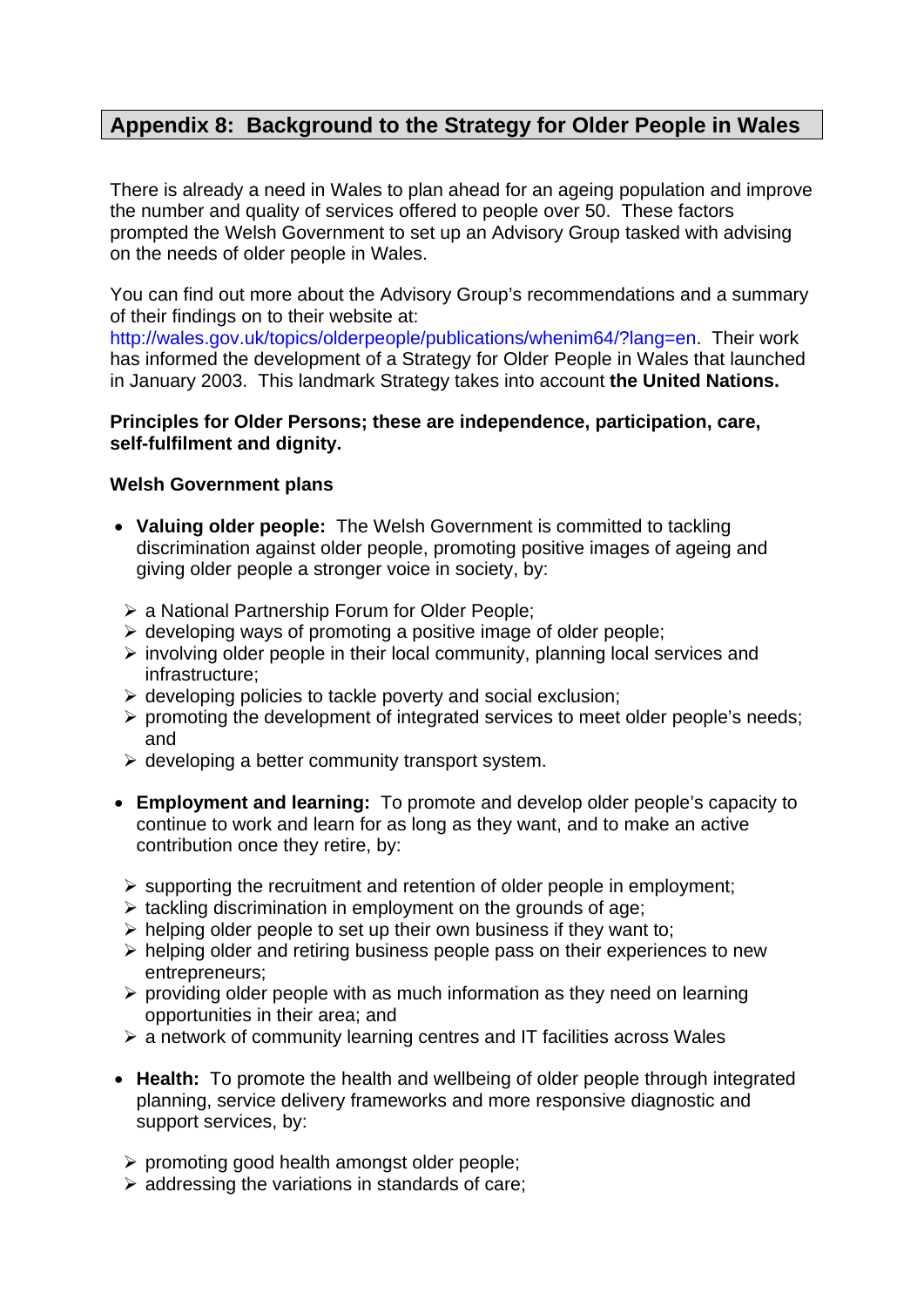## Appendix 8: Background to the Strategy for Older People in Wales

There is already a need in Wales to plan ahead for an ageing population and improve the number and quality of services offered to people over 50. These factors prompted the Welsh Government to set up an Advisory Group tasked with advising on the needs of older people in Wales.

You can find out more about the Advisory Group's recommendations and a summary of their findings on to their website at: http://wales.gov.uk/topics/olderpeople/publications/whenim64/?lang=en. Their work has informed the development of a Strategy for Older People in Wales that launched in January 2003. This landmark Strategy takes into account **the United Nations.**

**Principles for Older Persons; these are independence, participation, care, self-fulfilment and dignity.**

**Welsh Government plans**

- **Valuing older people:** The Welsh Government is committed to tackling discrimination against older people, promoting positive images of ageing and giving older people a stronger voice in society, by:
  - a National Partnership Forum for Older People;
  - developing ways of promoting a positive image of older people;
  - involving older people in their local community, planning local services and infrastructure;
  - developing policies to tackle poverty and social exclusion;
  - promoting the development of integrated services to meet older people's needs; and
  - developing a better community transport system.

- **Employment and learning:** To promote and develop older people's capacity to continue to work and learn for as long as they want, and to make an active contribution once they retire, by:
  - supporting the recruitment and retention of older people in employment;
  - tackling discrimination in employment on the grounds of age;
  - helping older people to set up their own business if they want to;
  - helping older and retiring business people pass on their experiences to new entrepreneurs;
  - providing older people with as much information as they need on learning opportunities in their area; and
  - a network of community learning centres and IT facilities across Wales

- **Health:** To promote the health and wellbeing of older people through integrated planning, service delivery frameworks and more responsive diagnostic and support services, by:
  - promoting good health amongst older people;
  - addressing the variations in standards of care;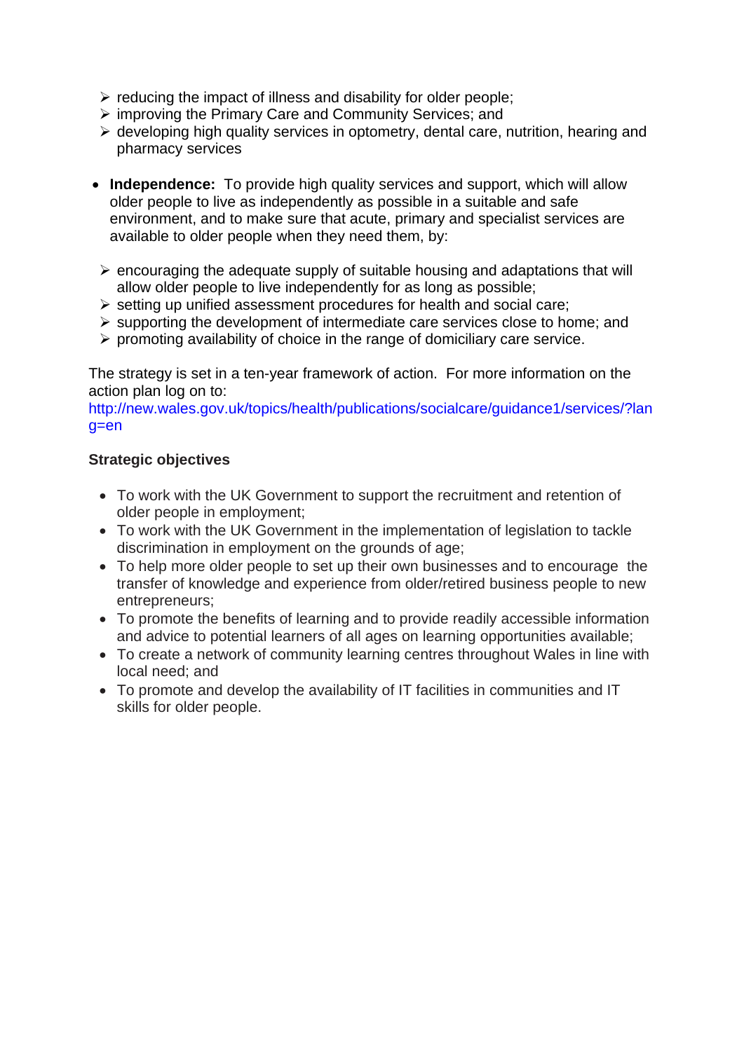- reducing the impact of illness and disability for older people;
  - improving the Primary Care and Community Services; and
  - developing high quality services in optometry, dental care, nutrition, hearing and pharmacy services

- **Independence:** To provide high quality services and support, which will allow older people to live as independently as possible in a suitable and safe environment, and to make sure that acute, primary and specialist services are available to older people when they need them, by:

  - encouraging the adequate supply of suitable housing and adaptations that will allow older people to live independently for as long as possible;
  - setting up unified assessment procedures for health and social care;
  - supporting the development of intermediate care services close to home; and
  - promoting availability of choice in the range of domiciliary care service.

The strategy is set in a ten-year framework of action. For more information on the action plan log on to:
http://new.wales.gov.uk/topics/health/publications/socialcare/guidance1/services/?lang=en

**Strategic objectives**

- To work with the UK Government to support the recruitment and retention of older people in employment;
- To work with the UK Government in the implementation of legislation to tackle discrimination in employment on the grounds of age;
- To help more older people to set up their own businesses and to encourage the transfer of knowledge and experience from older/retired business people to new entrepreneurs;
- To promote the benefits of learning and to provide readily accessible information and advice to potential learners of all ages on learning opportunities available;
- To create a network of community learning centres throughout Wales in line with local need; and
- To promote and develop the availability of IT facilities in communities and IT skills for older people.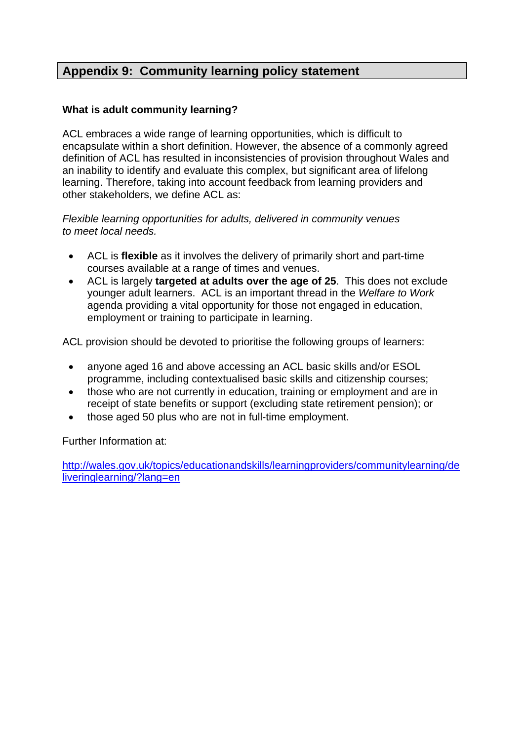## Appendix 9: Community learning policy statement

**What is adult community learning?**

ACL embraces a wide range of learning opportunities, which is difficult to encapsulate within a short definition. However, the absence of a commonly agreed definition of ACL has resulted in inconsistencies of provision throughout Wales and an inability to identify and evaluate this complex, but significant area of lifelong learning. Therefore, taking into account feedback from learning providers and other stakeholders, we define ACL as:

*Flexible learning opportunities for adults, delivered in community venues to meet local needs.*

- ACL is **flexible** as it involves the delivery of primarily short and part-time courses available at a range of times and venues.
- ACL is largely **targeted at adults over the age of 25**. This does not exclude younger adult learners. ACL is an important thread in the *Welfare to Work* agenda providing a vital opportunity for those not engaged in education, employment or training to participate in learning.

ACL provision should be devoted to prioritise the following groups of learners:

- anyone aged 16 and above accessing an ACL basic skills and/or ESOL programme, including contextualised basic skills and citizenship courses;
- those who are not currently in education, training or employment and are in receipt of state benefits or support (excluding state retirement pension); or
- those aged 50 plus who are not in full-time employment.

Further Information at:

[http://wales.gov.uk/topics/educationandskills/learningproviders/communitylearning/deliveringlearning/?lang=en](http://wales.gov.uk/topics/educationandskills/learningproviders/communitylearning/deliveringlearning/?lang=en)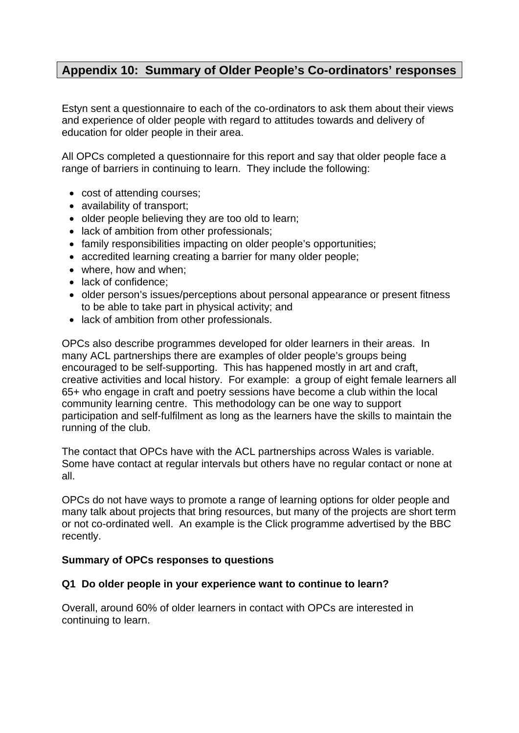## Appendix 10: Summary of Older People's Co-ordinators' responses

Estyn sent a questionnaire to each of the co-ordinators to ask them about their views and experience of older people with regard to attitudes towards and delivery of education for older people in their area.

All OPCs completed a questionnaire for this report and say that older people face a range of barriers in continuing to learn. They include the following:

- cost of attending courses;
- availability of transport;
- older people believing they are too old to learn;
- lack of ambition from other professionals;
- family responsibilities impacting on older people's opportunities;
- accredited learning creating a barrier for many older people;
- where, how and when;
- lack of confidence;
- older person's issues/perceptions about personal appearance or present fitness to be able to take part in physical activity; and
- lack of ambition from other professionals.

OPCs also describe programmes developed for older learners in their areas. In many ACL partnerships there are examples of older people's groups being encouraged to be self-supporting. This has happened mostly in art and craft, creative activities and local history. For example: a group of eight female learners all 65+ who engage in craft and poetry sessions have become a club within the local community learning centre. This methodology can be one way to support participation and self-fulfilment as long as the learners have the skills to maintain the running of the club.

The contact that OPCs have with the ACL partnerships across Wales is variable. Some have contact at regular intervals but others have no regular contact or none at all.

OPCs do not have ways to promote a range of learning options for older people and many talk about projects that bring resources, but many of the projects are short term or not co-ordinated well. An example is the Click programme advertised by the BBC recently.

**Summary of OPCs responses to questions**

**Q1 Do older people in your experience want to continue to learn?**

Overall, around 60% of older learners in contact with OPCs are interested in continuing to learn.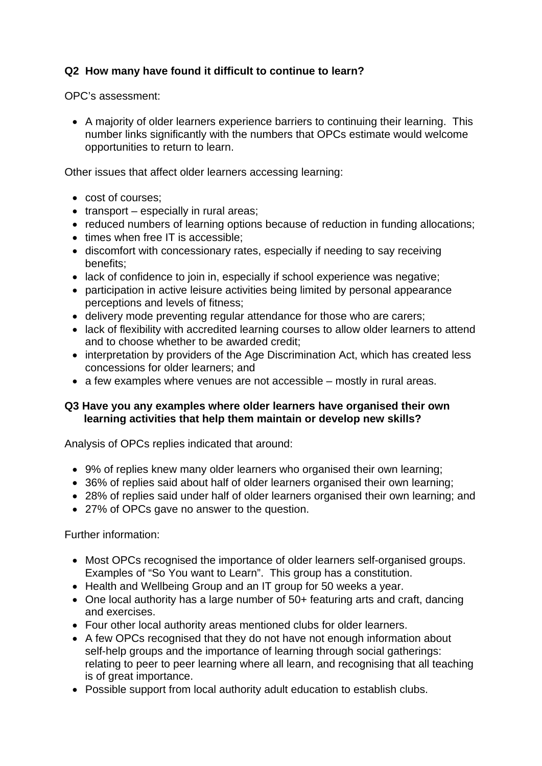**Q2 How many have found it difficult to continue to learn?**

OPC's assessment:

- A majority of older learners experience barriers to continuing their learning. This number links significantly with the numbers that OPCs estimate would welcome opportunities to return to learn.

Other issues that affect older learners accessing learning:

- cost of courses;
- transport – especially in rural areas;
- reduced numbers of learning options because of reduction in funding allocations;
- times when free IT is accessible;
- discomfort with concessionary rates, especially if needing to say receiving benefits;
- lack of confidence to join in, especially if school experience was negative;
- participation in active leisure activities being limited by personal appearance perceptions and levels of fitness;
- delivery mode preventing regular attendance for those who are carers;
- lack of flexibility with accredited learning courses to allow older learners to attend and to choose whether to be awarded credit;
- interpretation by providers of the Age Discrimination Act, which has created less concessions for older learners; and
- a few examples where venues are not accessible – mostly in rural areas.

**Q3 Have you any examples where older learners have organised their own learning activities that help them maintain or develop new skills?**

Analysis of OPCs replies indicated that around:

- 9% of replies knew many older learners who organised their own learning;
- 36% of replies said about half of older learners organised their own learning;
- 28% of replies said under half of older learners organised their own learning; and
- 27% of OPCs gave no answer to the question.

Further information:

- Most OPCs recognised the importance of older learners self-organised groups. Examples of "So You want to Learn". This group has a constitution.
- Health and Wellbeing Group and an IT group for 50 weeks a year.
- One local authority has a large number of 50+ featuring arts and craft, dancing and exercises.
- Four other local authority areas mentioned clubs for older learners.
- A few OPCs recognised that they do not have not enough information about self-help groups and the importance of learning through social gatherings: relating to peer to peer learning where all learn, and recognising that all teaching is of great importance.
- Possible support from local authority adult education to establish clubs.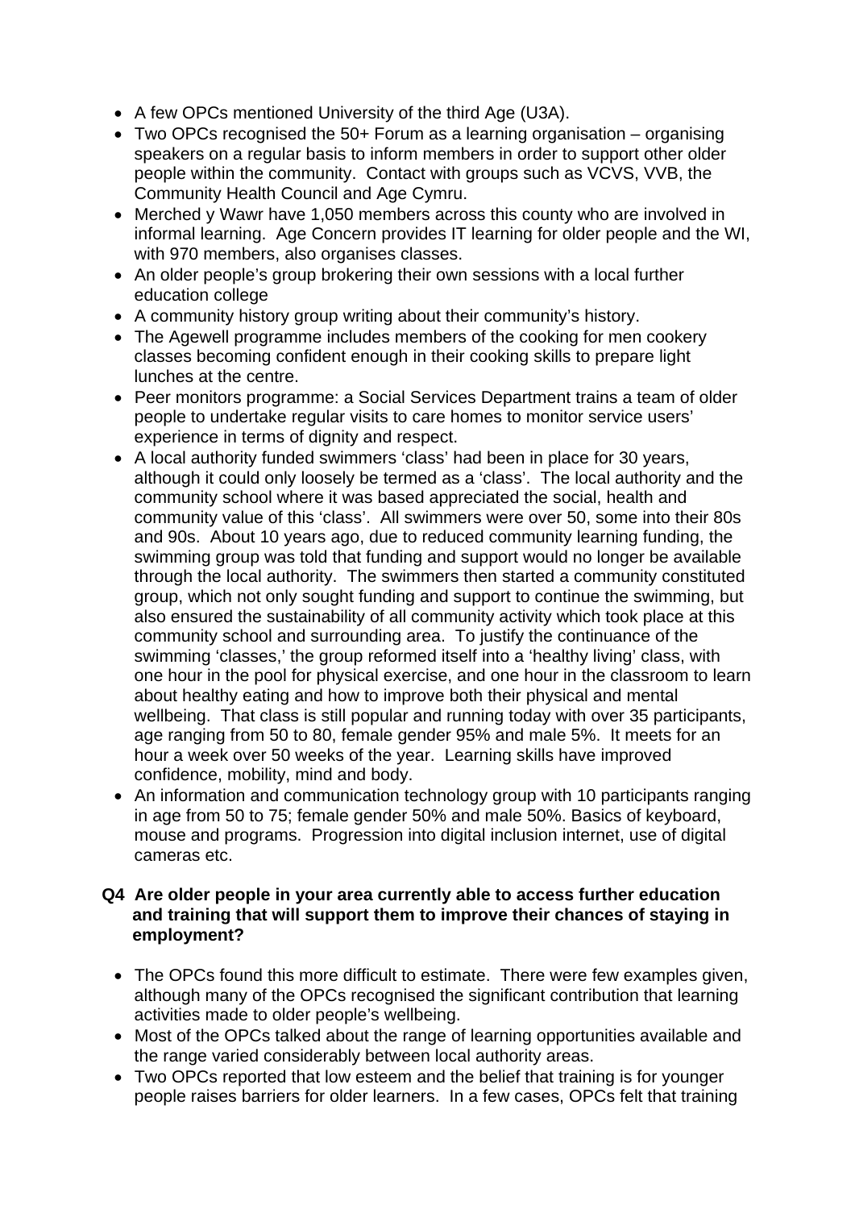- A few OPCs mentioned University of the third Age (U3A).
- Two OPCs recognised the 50+ Forum as a learning organisation – organising speakers on a regular basis to inform members in order to support other older people within the community. Contact with groups such as VCVS, VVB, the Community Health Council and Age Cymru.
- Merched y Wawr have 1,050 members across this county who are involved in informal learning. Age Concern provides IT learning for older people and the WI, with 970 members, also organises classes.
- An older people's group brokering their own sessions with a local further education college
- A community history group writing about their community's history.
- The Agewell programme includes members of the cooking for men cookery classes becoming confident enough in their cooking skills to prepare light lunches at the centre.
- Peer monitors programme: a Social Services Department trains a team of older people to undertake regular visits to care homes to monitor service users' experience in terms of dignity and respect.
- A local authority funded swimmers 'class' had been in place for 30 years, although it could only loosely be termed as a 'class'. The local authority and the community school where it was based appreciated the social, health and community value of this 'class'. All swimmers were over 50, some into their 80s and 90s. About 10 years ago, due to reduced community learning funding, the swimming group was told that funding and support would no longer be available through the local authority. The swimmers then started a community constituted group, which not only sought funding and support to continue the swimming, but also ensured the sustainability of all community activity which took place at this community school and surrounding area. To justify the continuance of the swimming 'classes,' the group reformed itself into a 'healthy living' class, with one hour in the pool for physical exercise, and one hour in the classroom to learn about healthy eating and how to improve both their physical and mental wellbeing. That class is still popular and running today with over 35 participants, age ranging from 50 to 80, female gender 95% and male 5%. It meets for an hour a week over 50 weeks of the year. Learning skills have improved confidence, mobility, mind and body.
- An information and communication technology group with 10 participants ranging in age from 50 to 75; female gender 50% and male 50%. Basics of keyboard, mouse and programs. Progression into digital inclusion internet, use of digital cameras etc.

**Q4 Are older people in your area currently able to access further education and training that will support them to improve their chances of staying in employment?**

- The OPCs found this more difficult to estimate. There were few examples given, although many of the OPCs recognised the significant contribution that learning activities made to older people's wellbeing.
- Most of the OPCs talked about the range of learning opportunities available and the range varied considerably between local authority areas.
- Two OPCs reported that low esteem and the belief that training is for younger people raises barriers for older learners. In a few cases, OPCs felt that training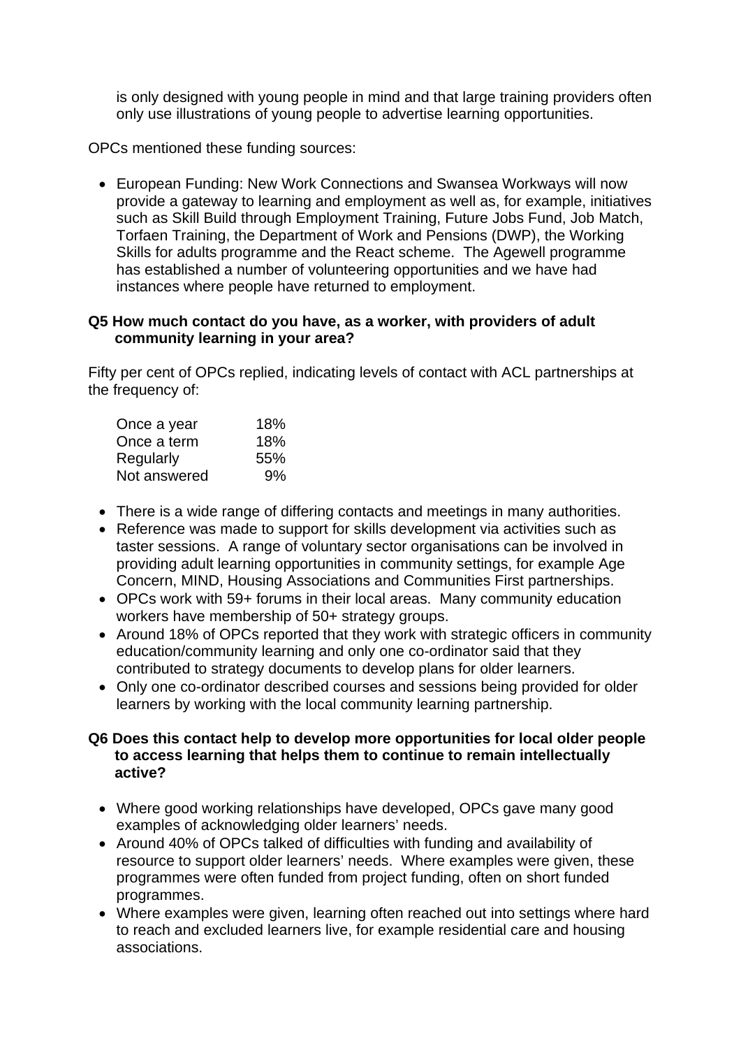is only designed with young people in mind and that large training providers often only use illustrations of young people to advertise learning opportunities.

OPCs mentioned these funding sources:

- European Funding: New Work Connections and Swansea Workways will now provide a gateway to learning and employment as well as, for example, initiatives such as Skill Build through Employment Training, Future Jobs Fund, Job Match, Torfaen Training, the Department of Work and Pensions (DWP), the Working Skills for adults programme and the React scheme. The Agewell programme has established a number of volunteering opportunities and we have had instances where people have returned to employment.

**Q5 How much contact do you have, as a worker, with providers of adult community learning in your area?**

Fifty per cent of OPCs replied, indicating levels of contact with ACL partnerships at the frequency of:

| | |
|---|---|
| Once a year | 18% |
| Once a term | 18% |
| Regularly | 55% |
| Not answered | 9% |

- There is a wide range of differing contacts and meetings in many authorities.
- Reference was made to support for skills development via activities such as taster sessions. A range of voluntary sector organisations can be involved in providing adult learning opportunities in community settings, for example Age Concern, MIND, Housing Associations and Communities First partnerships.
- OPCs work with 59+ forums in their local areas. Many community education workers have membership of 50+ strategy groups.
- Around 18% of OPCs reported that they work with strategic officers in community education/community learning and only one co-ordinator said that they contributed to strategy documents to develop plans for older learners.
- Only one co-ordinator described courses and sessions being provided for older learners by working with the local community learning partnership.

**Q6 Does this contact help to develop more opportunities for local older people to access learning that helps them to continue to remain intellectually active?**

- Where good working relationships have developed, OPCs gave many good examples of acknowledging older learners' needs.
- Around 40% of OPCs talked of difficulties with funding and availability of resource to support older learners' needs. Where examples were given, these programmes were often funded from project funding, often on short funded programmes.
- Where examples were given, learning often reached out into settings where hard to reach and excluded learners live, for example residential care and housing associations.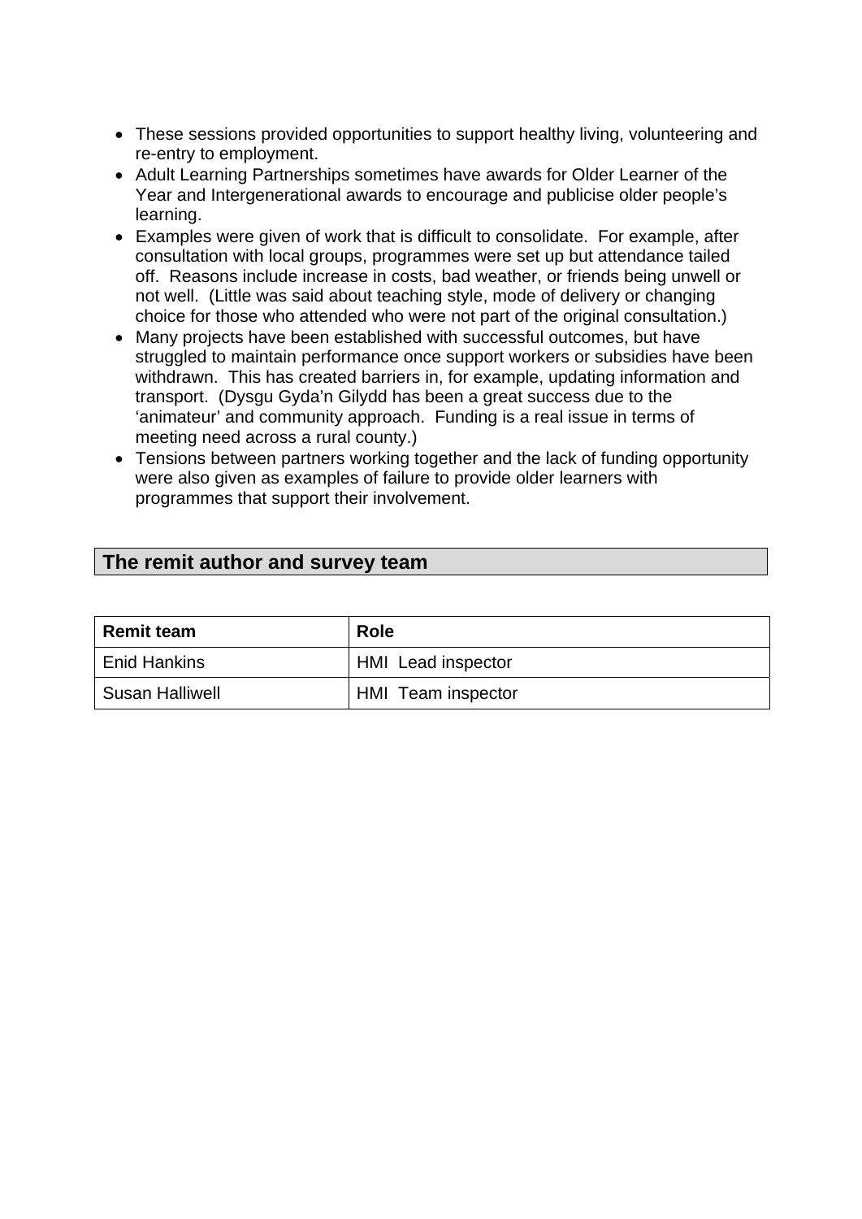- These sessions provided opportunities to support healthy living, volunteering and re-entry to employment.
- Adult Learning Partnerships sometimes have awards for Older Learner of the Year and Intergenerational awards to encourage and publicise older people's learning.
- Examples were given of work that is difficult to consolidate. For example, after consultation with local groups, programmes were set up but attendance tailed off. Reasons include increase in costs, bad weather, or friends being unwell or not well. (Little was said about teaching style, mode of delivery or changing choice for those who attended who were not part of the original consultation.)
- Many projects have been established with successful outcomes, but have struggled to maintain performance once support workers or subsidies have been withdrawn. This has created barriers in, for example, updating information and transport. (Dysgu Gyda'n Gilydd has been a great success due to the 'animateur' and community approach. Funding is a real issue in terms of meeting need across a rural county.)
- Tensions between partners working together and the lack of funding opportunity were also given as examples of failure to provide older learners with programmes that support their involvement.

## The remit author and survey team

| Remit team | Role |
|---|---|
| Enid Hankins | HMI Lead inspector |
| Susan Halliwell | HMI Team inspector |